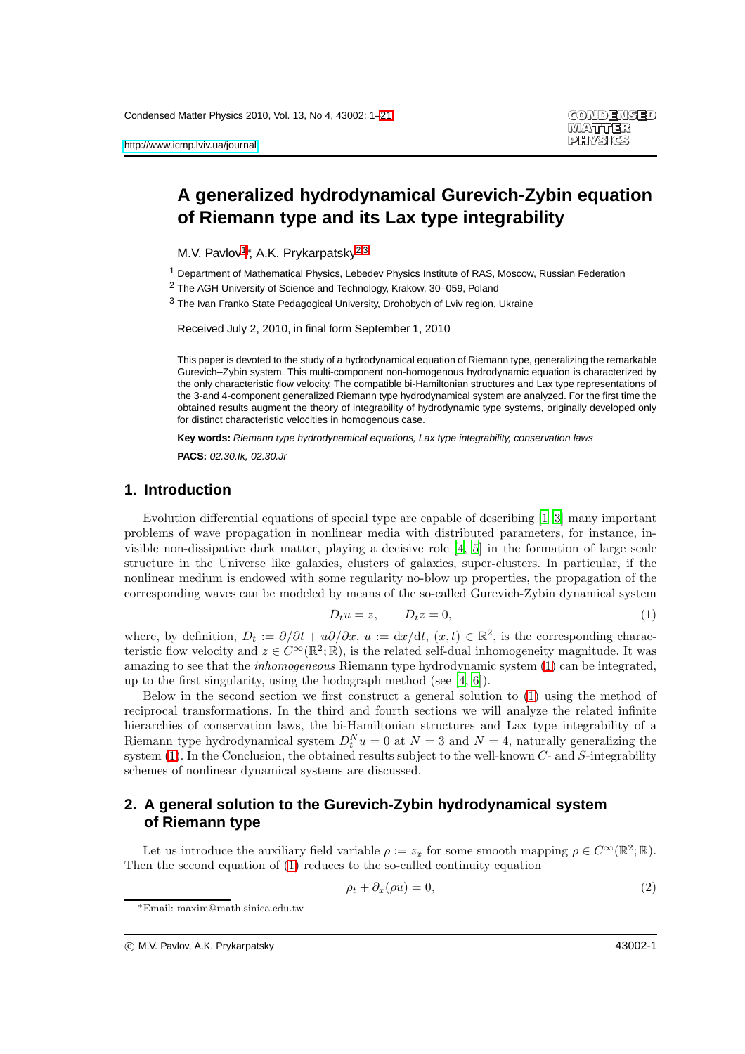# A generalized hydrodynamical Gurevich-Zybin equation of Riemann type and its Lax type integrability

M.V. Pavlov[1]*, A.K. Prykarpatsky[2,3]

[1] Department of Mathematical Physics, Lebedev Physics Institute of RAS, Moscow, Russian Federation

[2] The AGH University of Science and Technology, Krakow, 30–059, Poland

[3] The Ivan Franko State Pedagogical University, Drohobych of Lviv region, Ukraine

Received July 2, 2010, in final form September 1, 2010

This paper is devoted to the study of a hydrodynamical equation of Riemann type, generalizing the remarkable Gurevich–Zybin system. This multi-component non-homogenous hydrodynamic equation is characterized by the only characteristic flow velocity. The compatible bi-Hamiltonian structures and Lax type representations of the 3-and 4-component generalized Riemann type hydrodynamical system are analyzed. For the first time the obtained results augment the theory of integrability of hydrodynamic type systems, originally developed only for distinct characteristic velocities in homogenous case.

**Key words:** *Riemann type hydrodynamical equations, Lax type integrability, conservation laws*

**PACS:** *02.30.Ik, 02.30.Jr*

## 1. Introduction

Evolution differential equations of special type are capable of describing [1–3] many important problems of wave propagation in nonlinear media with distributed parameters, for instance, invisible non-dissipative dark matter, playing a decisive role [4, 5] in the formation of large scale structure in the Universe like galaxies, clusters of galaxies, super-clusters. In particular, if the nonlinear medium is endowed with some regularity no-blow up properties, the propagation of the corresponding waves can be modeled by means of the so-called Gurevich-Zybin dynamical system

$$D_t u = z, \qquad D_t z = 0, \tag{1}$$

where, by definition, $D_t := \partial/\partial t + u\partial/\partial x$, $u := \mathrm{d}x/\mathrm{d}t$, $(x,t) \in \mathbb{R}^2$, is the corresponding characteristic flow velocity and $z \in C^{\infty}(\mathbb{R}^2;\mathbb{R})$, is the related self-dual inhomogeneity magnitude. It was amazing to see that the *inhomogeneous* Riemann type hydrodynamic system (1) can be integrated, up to the first singularity, using the hodograph method (see [4, 6]).

Below in the second section we first construct a general solution to (1) using the method of reciprocal transformations. In the third and fourth sections we will analyze the related infinite hierarchies of conservation laws, the bi-Hamiltonian structures and Lax type integrability of a Riemann type hydrodynamical system $D_t^N u = 0$ at $N = 3$ and $N = 4$, naturally generalizing the system (1). In the Conclusion, the obtained results subject to the well-known $C$- and $S$-integrability schemes of nonlinear dynamical systems are discussed.

## 2. A general solution to the Gurevich-Zybin hydrodynamical system of Riemann type

Let us introduce the auxiliary field variable $\rho := z_x$ for some smooth mapping $\rho \in C^{\infty}(\mathbb{R}^2;\mathbb{R})$. Then the second equation of (1) reduces to the so-called continuity equation

$$\rho_t + \partial_x(\rho u) = 0, \tag{2}$$

*Email: maxim@math.sinica.edu.tw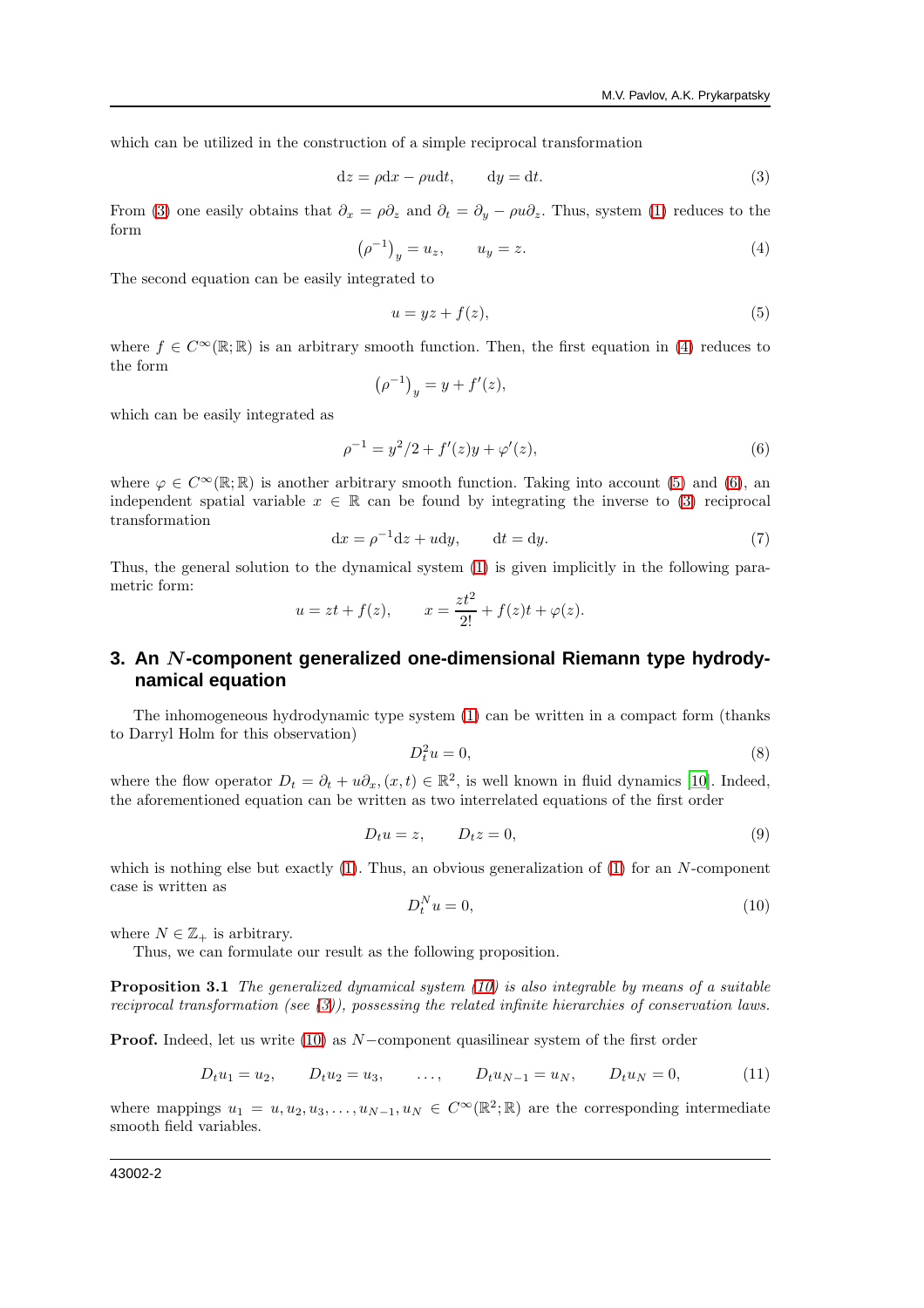which can be utilized in the construction of a simple reciprocal transformation

$$
\mathrm{d}z = \rho \mathrm{d}x - \rho u \mathrm{d}t, \qquad \mathrm{d}y = \mathrm{d}t. \tag{3}
$$

From (3) one easily obtains that $\partial_x = \rho \partial_z$ and $\partial_t = \partial_y - \rho u \partial_z$. Thus, system (1) reduces to the form

$$
\left(\rho^{-1}\right)_y = u_z, \qquad u_y = z. \tag{4}
$$

The second equation can be easily integrated to

$$
u = yz + f(z), \tag{5}
$$

where $f \in C^\infty(\mathbb{R};\mathbb{R})$ is an arbitrary smooth function. Then, the first equation in (4) reduces to the form

$$
\left(\rho^{-1}\right)_y = y + f'(z),
$$

which can be easily integrated as

$$
\rho^{-1} = y^2/2 + f'(z)y + \varphi'(z), \tag{6}
$$

where $\varphi \in C^\infty(\mathbb{R};\mathbb{R})$ is another arbitrary smooth function. Taking into account (5) and (6), an independent spatial variable $x \in \mathbb{R}$ can be found by integrating the inverse to (3) reciprocal transformation

$$
\mathrm{d}x = \rho^{-1}\mathrm{d}z + u\mathrm{d}y, \qquad \mathrm{d}t = \mathrm{d}y. \tag{7}
$$

Thus, the general solution to the dynamical system (1) is given implicitly in the following parametric form:

$$
u = zt + f(z), \qquad x = \frac{zt^2}{2!} + f(z)t + \varphi(z).
$$

## 3. An $N$-component generalized one-dimensional Riemann type hydrodynamical equation

The inhomogeneous hydrodynamic type system (1) can be written in a compact form (thanks to Darryl Holm for this observation)

$$
D_t^2 u = 0, \tag{8}
$$

where the flow operator $D_t = \partial_t + u\partial_x, (x,t) \in \mathbb{R}^2$, is well known in fluid dynamics [10]. Indeed, the aforementioned equation can be written as two interrelated equations of the first order

$$
D_t u = z, \qquad D_t z = 0, \tag{9}
$$

which is nothing else but exactly (1). Thus, an obvious generalization of (1) for an $N$-component case is written as

$$
D_t^N u = 0, \tag{10}
$$

where $N \in \mathbb{Z}_+$ is arbitrary.

Thus, we can formulate our result as the following proposition.

**Proposition 3.1** *The generalized dynamical system (10) is also integrable by means of a suitable reciprocal transformation (see (3)), possessing the related infinite hierarchies of conservation laws.*

**Proof.** Indeed, let us write (10) as $N-$component quasilinear system of the first order

$$
D_t u_1 = u_2, \qquad D_t u_2 = u_3, \qquad \ldots, \qquad D_t u_{N-1} = u_N, \qquad D_t u_N = 0, \tag{11}
$$

where mappings $u_1 = u, u_2, u_3, \ldots, u_{N-1}, u_N \in C^\infty(\mathbb{R}^2;\mathbb{R})$ are the corresponding intermediate smooth field variables.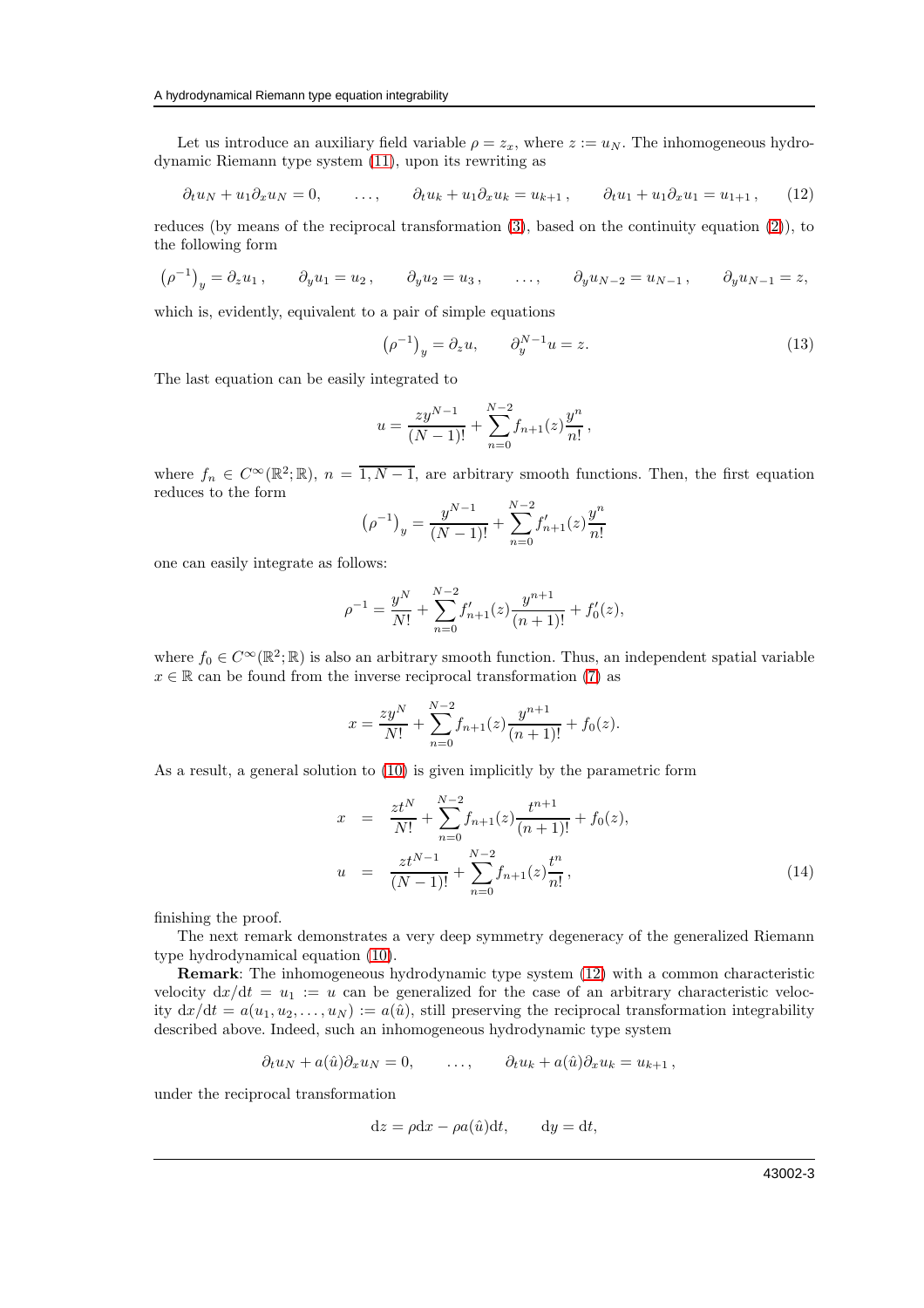Let us introduce an auxiliary field variable $\rho = z_x$, where $z := u_N$. The inhomogeneous hydrodynamic Riemann type system (11), upon its rewriting as

$$\partial_t u_N + u_1 \partial_x u_N = 0, \qquad \dots, \qquad \partial_t u_k + u_1 \partial_x u_k = u_{k+1}, \qquad \partial_t u_1 + u_1 \partial_x u_1 = u_{1+1}, \tag{12}$$

reduces (by means of the reciprocal transformation (3), based on the continuity equation (2)), to the following form

$$\left(\rho^{-1}\right)_y = \partial_z u_1, \qquad \partial_y u_1 = u_2, \qquad \partial_y u_2 = u_3, \qquad \dots, \qquad \partial_y u_{N-2} = u_{N-1}, \qquad \partial_y u_{N-1} = z,$$

which is, evidently, equivalent to a pair of simple equations

$$\left(\rho^{-1}\right)_y = \partial_z u, \qquad \partial_y^{N-1} u = z. \tag{13}$$

The last equation can be easily integrated to

$$u = \frac{z y^{N-1}}{(N-1)!} + \sum_{n=0}^{N-2} f_{n+1}(z) \frac{y^n}{n!},$$

where $f_n \in C^\infty(\mathbb{R}^2;\mathbb{R})$, $n = \overline{1, N-1}$, are arbitrary smooth functions. Then, the first equation reduces to the form

$$\left(\rho^{-1}\right)_y = \frac{y^{N-1}}{(N-1)!} + \sum_{n=0}^{N-2} f'_{n+1}(z) \frac{y^n}{n!}$$

one can easily integrate as follows:

$$\rho^{-1} = \frac{y^N}{N!} + \sum_{n=0}^{N-2} f'_{n+1}(z) \frac{y^{n+1}}{(n+1)!} + f'_0(z),$$

where $f_0 \in C^\infty(\mathbb{R}^2;\mathbb{R})$ is also an arbitrary smooth function. Thus, an independent spatial variable $x \in \mathbb{R}$ can be found from the inverse reciprocal transformation (7) as

$$x = \frac{z y^N}{N!} + \sum_{n=0}^{N-2} f_{n+1}(z) \frac{y^{n+1}}{(n+1)!} + f_0(z).$$

As a result, a general solution to (10) is given implicitly by the parametric form

$$\begin{aligned} x &= \frac{z t^N}{N!} + \sum_{n=0}^{N-2} f_{n+1}(z) \frac{t^{n+1}}{(n+1)!} + f_0(z), \\ u &= \frac{z t^{N-1}}{(N-1)!} + \sum_{n=0}^{N-2} f_{n+1}(z) \frac{t^n}{n!}, \end{aligned} \tag{14}$$

finishing the proof.

The next remark demonstrates a very deep symmetry degeneracy of the generalized Riemann type hydrodynamical equation (10).

**Remark**: The inhomogeneous hydrodynamic type system (12) with a common characteristic velocity $\mathrm{d}x/\mathrm{d}t = u_1 := u$ can be generalized for the case of an arbitrary characteristic velocity $\mathrm{d}x/\mathrm{d}t = a(u_1, u_2, \dots, u_N) := a(\hat{u})$, still preserving the reciprocal transformation integrability described above. Indeed, such an inhomogeneous hydrodynamic type system

$$\partial_t u_N + a(\hat{u}) \partial_x u_N = 0, \qquad \dots, \qquad \partial_t u_k + a(\hat{u}) \partial_x u_k = u_{k+1},$$

under the reciprocal transformation

$$\mathrm{d}z = \rho \mathrm{d}x - \rho a(\hat{u}) \mathrm{d}t, \qquad \mathrm{d}y = \mathrm{d}t,$$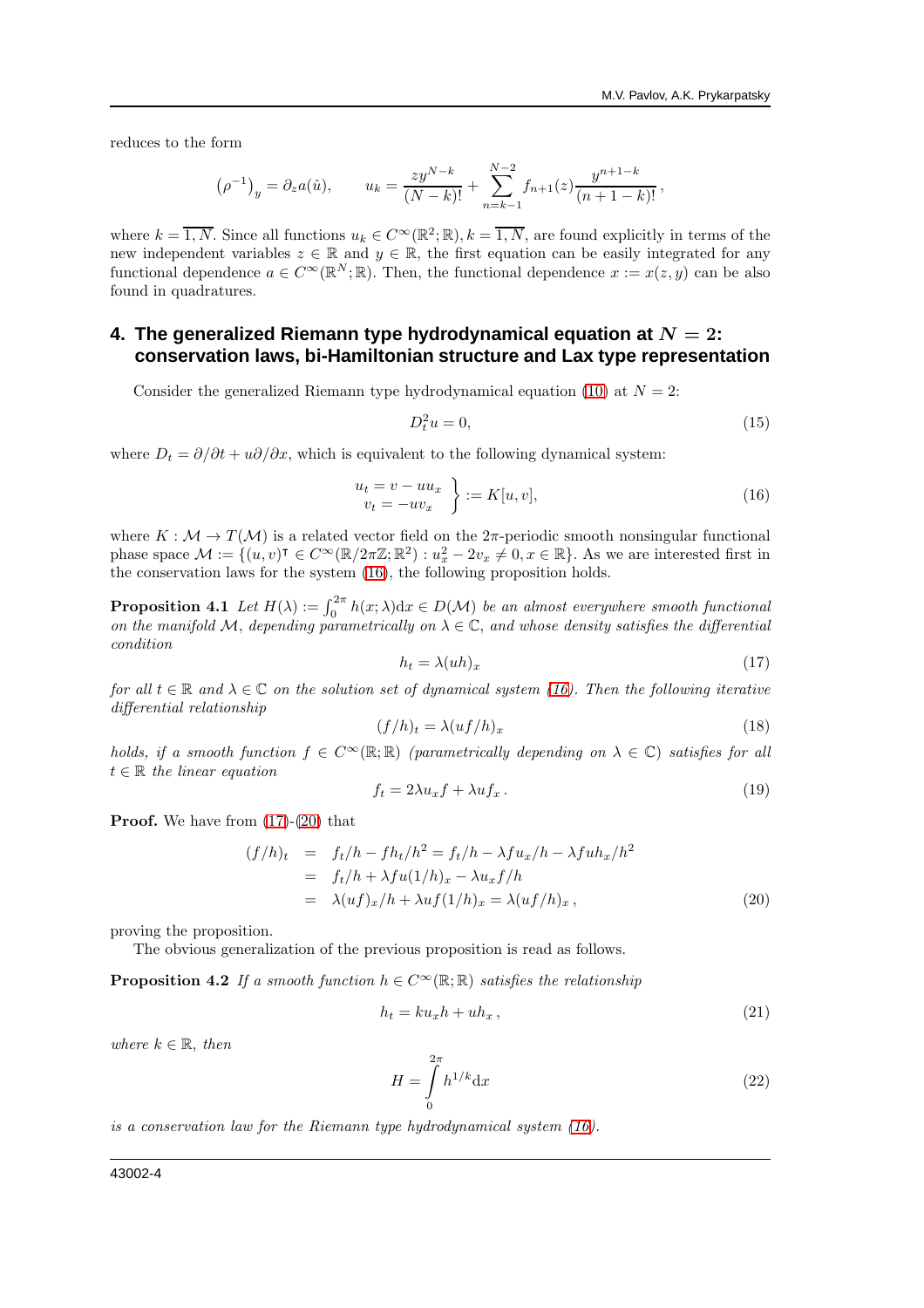reduces to the form

$$\left(\rho^{-1}\right)_y = \partial_z a(\hat{u}), \qquad u_k = \frac{zy^{N-k}}{(N-k)!} + \sum_{n=k-1}^{N-2} f_{n+1}(z)\frac{y^{n+1-k}}{(n+1-k)!},$$

where $k = \overline{1,N}$. Since all functions $u_k \in C^\infty(\mathbb{R}^2;\mathbb{R}), k = \overline{1,N}$, are found explicitly in terms of the new independent variables $z \in \mathbb{R}$ and $y \in \mathbb{R}$, the first equation can be easily integrated for any functional dependence $a \in C^\infty(\mathbb{R}^N;\mathbb{R})$. Then, the functional dependence $x := x(z,y)$ can be also found in quadratures.

## 4. The generalized Riemann type hydrodynamical equation at $N = 2$: conservation laws, bi-Hamiltonian structure and Lax type representation

Consider the generalized Riemann type hydrodynamical equation (10) at $N = 2$:

$$D_t^2 u = 0, \tag{15}$$

where $D_t = \partial/\partial t + u\partial/\partial x$, which is equivalent to the following dynamical system:

$$\left.\begin{aligned} u_t &= v - uu_x \\ v_t &= -uv_x \end{aligned}\right\} := K[u,v], \tag{16}$$

where $K : \mathcal{M} \to T(\mathcal{M})$ is a related vector field on the $2\pi$-periodic smooth nonsingular functional phase space $\mathcal{M} := \{(u,v)^\intercal \in C^\infty(\mathbb{R}/2\pi\mathbb{Z};\mathbb{R}^2) : u_x^2 - 2v_x \neq 0, x \in \mathbb{R}\}$. As we are interested first in the conservation laws for the system (16), the following proposition holds.

**Proposition 4.1** *Let $H(\lambda) := \int_0^{2\pi} h(x;\lambda)\mathrm{d}x \in D(\mathcal{M})$ be an almost everywhere smooth functional on the manifold $\mathcal{M}$, depending parametrically on $\lambda \in \mathbb{C}$, and whose density satisfies the differential condition*

$$h_t = \lambda(uh)_x \tag{17}$$

*for all $t \in \mathbb{R}$ and $\lambda \in \mathbb{C}$ on the solution set of dynamical system (16). Then the following iterative differential relationship*

$$(f/h)_t = \lambda(uf/h)_x \tag{18}$$

*holds, if a smooth function $f \in C^\infty(\mathbb{R};\mathbb{R})$ (parametrically depending on $\lambda \in \mathbb{C}$) satisfies for all $t \in \mathbb{R}$ the linear equation*

$$f_t = 2\lambda u_x f + \lambda u f_x\,. \tag{19}$$

**Proof.** We have from (17)-(20) that

$$\begin{aligned}
(f/h)_t &= f_t/h - fh_t/h^2 = f_t/h - \lambda f u_x/h - \lambda f u h_x/h^2 \\
&= f_t/h + \lambda f u(1/h)_x - \lambda u_x f/h \\
&= \lambda(uf)_x/h + \lambda u f(1/h)_x = \lambda(uf/h)_x\,,
\end{aligned} \tag{20}$$

proving the proposition.

The obvious generalization of the previous proposition is read as follows.

**Proposition 4.2** *If a smooth function $h \in C^\infty(\mathbb{R};\mathbb{R})$ satisfies the relationship*

$$h_t = k u_x h + u h_x\,, \tag{21}$$

*where $k \in \mathbb{R}$, then*

$$H = \int_0^{2\pi} h^{1/k}\mathrm{d}x \tag{22}$$

*is a conservation law for the Riemann type hydrodynamical system (16).*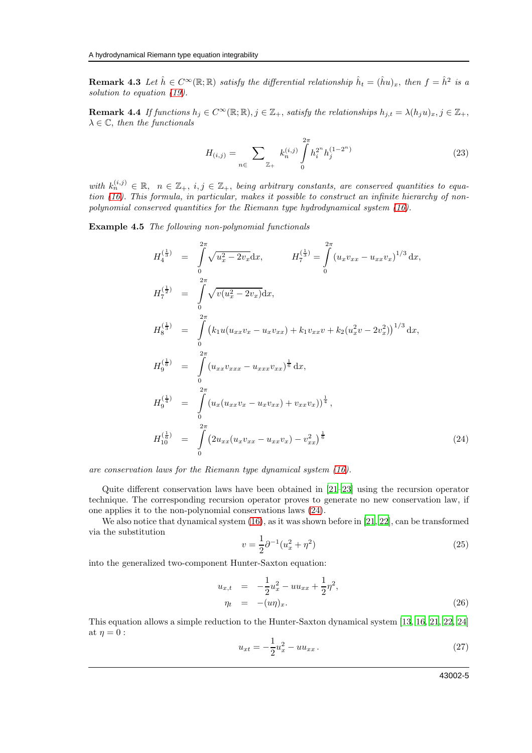**Remark 4.3** *Let $\hat{h} \in C^\infty(\mathbb{R};\mathbb{R})$ satisfy the differential relationship $\hat{h}_t = (\hat{h}u)_x$, then $f = \hat{h}^2$ is a solution to equation (19).*

**Remark 4.4** *If functions $h_j \in C^\infty(\mathbb{R};\mathbb{R}), j \in \mathbb{Z}_+$, satisfy the relationships $h_{j,t} = \lambda(h_j u)_x, j \in \mathbb{Z}_+$, $\lambda \in \mathbb{C}$, then the functionals*

$$H_{(i,j)} = \sum_{n \in \mathbb{Z}_+} k_n^{(i,j)} \int_0^{2\pi} h_i^{2^n} h_j^{(1-2^n)} \tag{23}$$

*with $k_n^{(i,j)} \in \mathbb{R}, \; n \in \mathbb{Z}_+, \; i,j \in \mathbb{Z}_+$, being arbitrary constants, are conserved quantities to equation (16). This formula, in particular, makes it possible to construct an infinite hierarchy of non-polynomial conserved quantities for the Riemann type hydrodynamical system (16).*

**Example 4.5** *The following non-polynomial functionals*

$$\begin{aligned}
H_4^{(\frac{1}{3})} &= \int_0^{2\pi} \sqrt{u_x^2 - 2v_x}\,\mathrm{d}x, \qquad H_7^{(\frac{1}{3})} = \int_0^{2\pi} (u_x v_{xx} - u_{xx} v_x)^{1/3}\,\mathrm{d}x, \\
H_7^{(\frac{1}{2})} &= \int_0^{2\pi} \sqrt{v(u_x^2 - 2v_x)}\,\mathrm{d}x, \\
H_8^{(\frac{1}{3})} &= \int_0^{2\pi} \left(k_1 u(u_{xx}v_x - u_x v_{xx}) + k_1 v_{xx} v + k_2(u_x^2 v - 2v_x^2)\right)^{1/3}\mathrm{d}x, \\
H_9^{(\frac{1}{6})} &= \int_0^{2\pi} (u_{xx}v_{xxx} - u_{xxx}v_{xx})^{\frac{1}{6}}\,\mathrm{d}x, \\
H_9^{(\frac{1}{4})} &= \int_0^{2\pi} (u_x(u_{xx}v_x - u_x v_{xx}) + v_{xx}v_x)^{\frac{1}{4}}, \\
H_{10}^{(\frac{1}{6})} &= \int_0^{2\pi} \left(2u_{xx}(u_x v_{xxx} - u_{xx}v_x) - v_{xx}^2\right)^{\frac{1}{6}}
\end{aligned} \tag{24}$$

*are conservation laws for the Riemann type dynamical system (16).*

Quite different conservation laws have been obtained in [21–23] using the recursion operator technique. The corresponding recursion operator proves to generate no new conservation law, if one applies it to the non-polynomial conservations laws (24).

We also notice that dynamical system (16), as it was shown before in [21, 22], can be transformed via the substitution

$$v = \frac{1}{2}\partial^{-1}(u_x^2 + \eta^2) \tag{25}$$

into the generalized two-component Hunter-Saxton equation:

$$\begin{aligned}
u_{x,t} &= -\frac{1}{2}u_x^2 - uu_{xx} + \frac{1}{2}\eta^2, \\
\eta_t &= -(u\eta)_x.
\end{aligned} \tag{26}$$

This equation allows a simple reduction to the Hunter-Saxton dynamical system [13, 16, 21, 22, 24] at $\eta = 0$ :

$$u_{xt} = -\frac{1}{2}u_x^2 - uu_{xx}\,. \tag{27}$$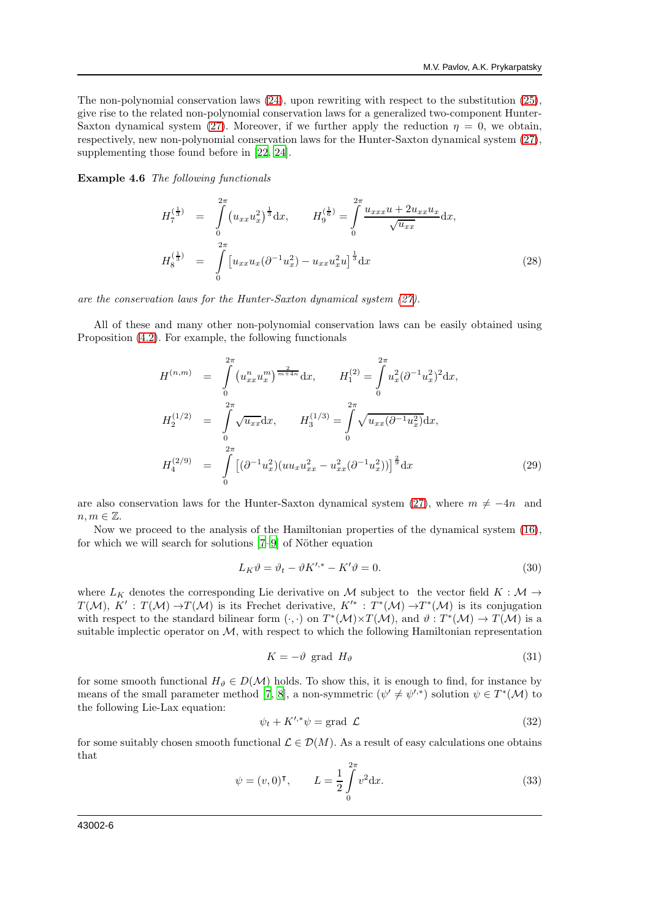The non-polynomial conservation laws (24), upon rewriting with respect to the substitution (25), give rise to the related non-polynomial conservation laws for a generalized two-component Hunter-Saxton dynamical system (27). Moreover, if we further apply the reduction $\eta = 0$, we obtain, respectively, new non-polynomial conservation laws for the Hunter-Saxton dynamical system (27), supplementing those found before in [22, 24].

**Example 4.6** *The following functionals*

$$
\begin{aligned}
H_7^{(\frac{1}{3})} &= \int_0^{2\pi} \left(u_{xx}u_x^2\right)^{\frac{1}{3}} \mathrm{d}x, \qquad H_9^{(\frac{1}{6})} = \int_0^{2\pi} \frac{u_{xxx}u + 2u_{xx}u_x}{\sqrt{u_{xx}}} \mathrm{d}x, \\
H_8^{(\frac{1}{3})} &= \int_0^{2\pi} \left[u_{xx}u_x(\partial^{-1}u_x^2) - u_{xx}u_x^2 u\right]^{\frac{1}{3}} \mathrm{d}x
\end{aligned}
\tag{28}
$$

*are the conservation laws for the Hunter-Saxton dynamical system (27).*

All of these and many other non-polynomial conservation laws can be easily obtained using Proposition (4.2). For example, the following functionals

$$
\begin{aligned}
H^{(n,m)} &= \int_0^{2\pi} \left(u_{xx}^n u_x^m\right)^{\frac{2}{m+4n}} \mathrm{d}x, \qquad H_1^{(2)} = \int_0^{2\pi} u_x^2(\partial^{-1}u_x^2)^2 \mathrm{d}x, \\
H_2^{(1/2)} &= \int_0^{2\pi} \sqrt{u_{xx}} \mathrm{d}x, \qquad H_3^{(1/3)} = \int_0^{2\pi} \sqrt{u_{xx}(\partial^{-1}u_x^2)} \mathrm{d}x, \\
H_4^{(2/9)} &= \int_0^{2\pi} \left[(\partial^{-1}u_x^2)(uu_xu_{xx}^2 - u_{xx}^2(\partial^{-1}u_x^2))\right]^{\frac{2}{9}} \mathrm{d}x
\end{aligned}
\tag{29}
$$

are also conservation laws for the Hunter-Saxton dynamical system (27), where $m \neq -4n$ and $n, m \in \mathbb{Z}$.

Now we proceed to the analysis of the Hamiltonian properties of the dynamical system (16), for which we will search for solutions [7–9] of Nöther equation

$$
L_K\vartheta = \vartheta_t - \vartheta K'^{,*} - K'\vartheta = 0. \tag{30}
$$

where $L_K$ denotes the corresponding Lie derivative on $\mathcal{M}$ subject to the vector field $K : \mathcal{M} \to T(\mathcal{M})$, $K' : T(\mathcal{M}) \to T(\mathcal{M})$ is its Frechet derivative, $K'^{*} : T^*(\mathcal{M}) \to T^*(\mathcal{M})$ is its conjugation with respect to the standard bilinear form $(\cdot, \cdot)$ on $T^*(\mathcal{M}) \times T(\mathcal{M})$, and $\vartheta : T^*(\mathcal{M}) \to T(\mathcal{M})$ is a suitable implectic operator on $\mathcal{M}$, with respect to which the following Hamiltonian representation

$$
K = -\vartheta \ \mathrm{grad} \ H_\vartheta \tag{31}
$$

for some smooth functional $H_\vartheta \in D(\mathcal{M})$ holds. To show this, it is enough to find, for instance by means of the small parameter method [7, 8], a non-symmetric ($\psi' \neq \psi'^{,*}$) solution $\psi \in T^*(\mathcal{M})$ to the following Lie-Lax equation:

$$
\psi_t + K'^{,*}\psi = \mathrm{grad} \ \mathcal{L} \tag{32}
$$

for some suitably chosen smooth functional $\mathcal{L} \in \mathcal{D}(M)$. As a result of easy calculations one obtains that

$$
\psi = (v, 0)^\intercal, \qquad L = \frac{1}{2}\int_0^{2\pi} v^2 \mathrm{d}x. \tag{33}
$$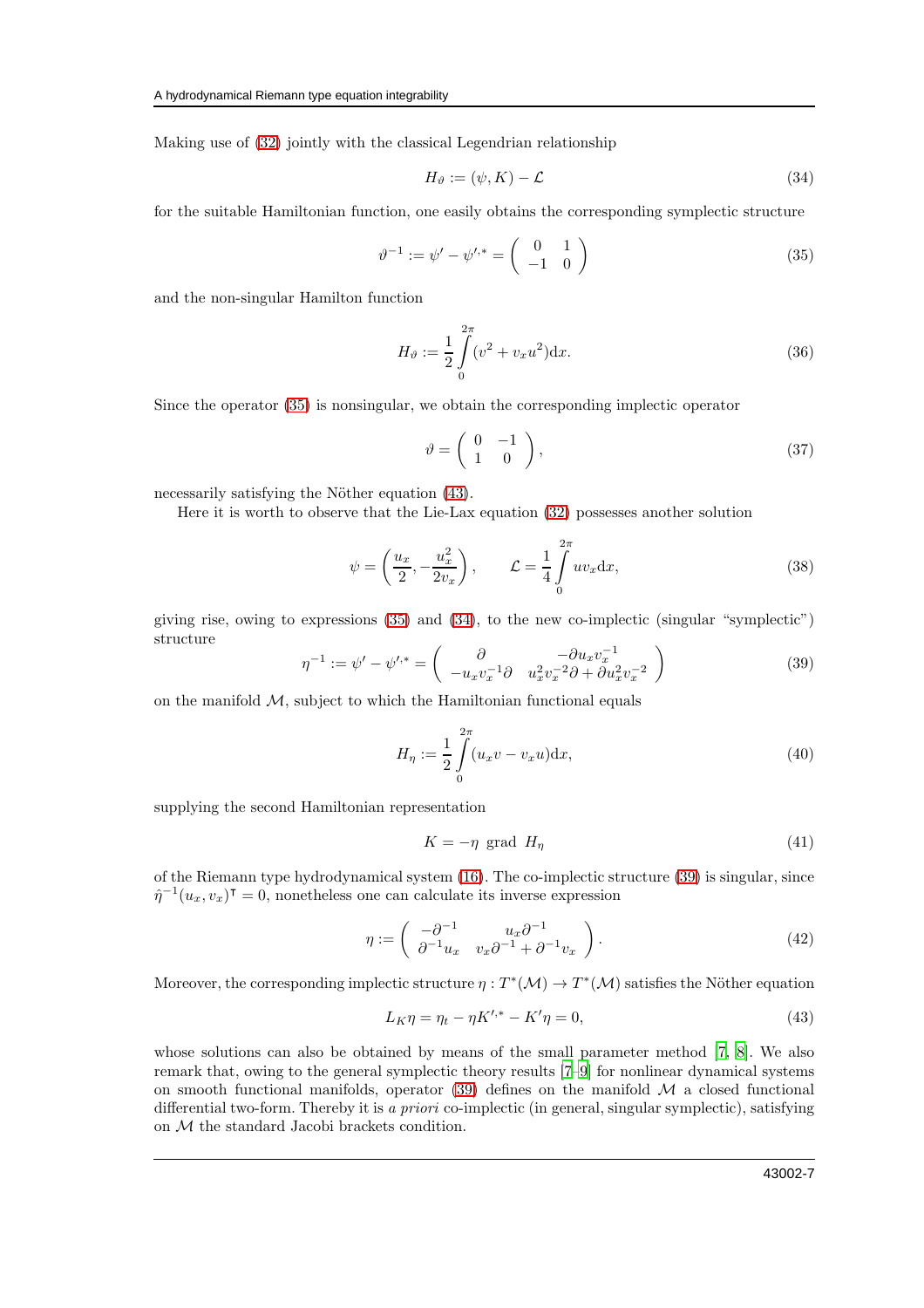Making use of (32) jointly with the classical Legendrian relationship

$$H_\vartheta := (\psi, K) - \mathcal{L} \tag{34}$$

for the suitable Hamiltonian function, one easily obtains the corresponding symplectic structure

$$\vartheta^{-1} := \psi' - \psi'^{,*} = \begin{pmatrix} 0 & 1 \\ -1 & 0 \end{pmatrix} \tag{35}$$

and the non-singular Hamilton function

$$H_\vartheta := \frac{1}{2}\int_0^{2\pi} (v^2 + v_x u^2)\mathrm{d}x. \tag{36}$$

Since the operator (35) is nonsingular, we obtain the corresponding implectic operator

$$\vartheta = \begin{pmatrix} 0 & -1 \\ 1 & 0 \end{pmatrix}, \tag{37}$$

necessarily satisfying the Nöther equation (43).

Here it is worth to observe that the Lie-Lax equation (32) possesses another solution

$$\psi = \left(\frac{u_x}{2}, -\frac{u_x^2}{2v_x}\right), \qquad \mathcal{L} = \frac{1}{4}\int_0^{2\pi} uv_x \mathrm{d}x, \tag{38}$$

giving rise, owing to expressions (35) and (34), to the new co-implectic (singular "symplectic") structure

$$\eta^{-1} := \psi' - \psi'^{,*} = \begin{pmatrix} \partial & -\partial u_x v_x^{-1} \\ -u_x v_x^{-1}\partial & u_x^2 v_x^{-2}\partial + \partial u_x^2 v_x^{-2} \end{pmatrix} \tag{39}$$

on the manifold $\mathcal{M}$, subject to which the Hamiltonian functional equals

$$H_\eta := \frac{1}{2}\int_0^{2\pi} (u_x v - v_x u)\mathrm{d}x, \tag{40}$$

supplying the second Hamiltonian representation

$$K = -\eta \ \mathrm{grad}\ H_\eta \tag{41}$$

of the Riemann type hydrodynamical system (16). The co-implectic structure (39) is singular, since $\hat{\eta}^{-1}(u_x, v_x)^\intercal = 0$, nonetheless one can calculate its inverse expression

$$\eta := \begin{pmatrix} -\partial^{-1} & u_x\partial^{-1} \\ \partial^{-1}u_x & v_x\partial^{-1} + \partial^{-1}v_x \end{pmatrix}. \tag{42}$$

Moreover, the corresponding implectic structure $\eta : T^*(\mathcal{M}) \to T^*(\mathcal{M})$ satisfies the Nöther equation

$$L_K\eta = \eta_t - \eta K'^{,*} - K'\eta = 0, \tag{43}$$

whose solutions can also be obtained by means of the small parameter method [7, 8]. We also remark that, owing to the general symplectic theory results [7–9] for nonlinear dynamical systems on smooth functional manifolds, operator (39) defines on the manifold $\mathcal{M}$ a closed functional differential two-form. Thereby it is *a priori* co-implectic (in general, singular symplectic), satisfying on $\mathcal{M}$ the standard Jacobi brackets condition.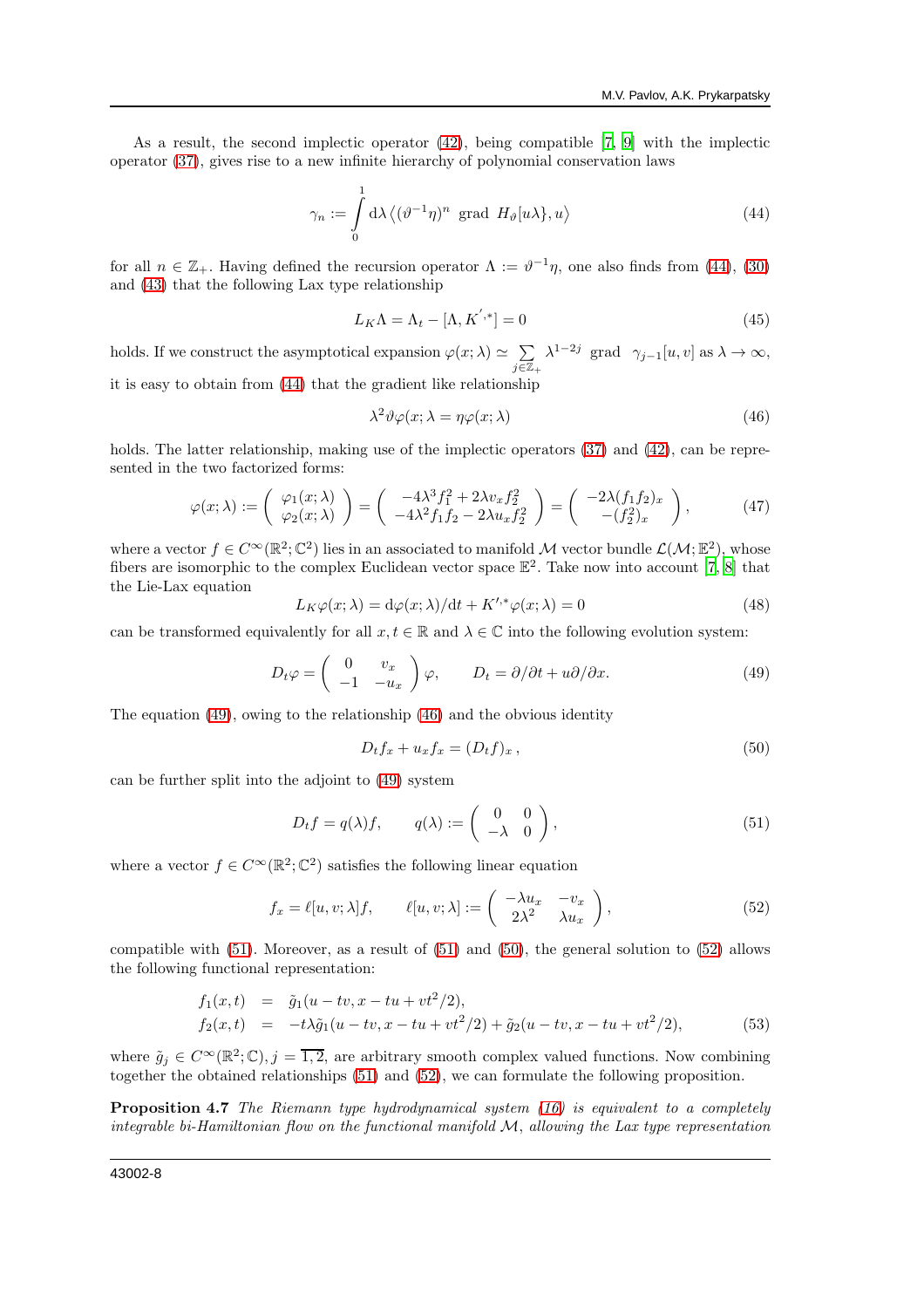As a result, the second implectic operator (42), being compatible [7, 9] with the implectic operator (37), gives rise to a new infinite hierarchy of polynomial conservation laws

$$
\gamma_n := \int_0^1 \mathrm{d}\lambda \left\langle (\vartheta^{-1}\eta)^n \ \mathrm{grad}\ H_\vartheta[u\lambda\}, u \right\rangle \tag{44}
$$

for all $n \in \mathbb{Z}_+$. Having defined the recursion operator $\Lambda := \vartheta^{-1}\eta$, one also finds from (44), (30) and (43) that the following Lax type relationship

$$
L_K\Lambda = \Lambda_t - [\Lambda, K^{',*}] = 0 \tag{45}
$$

holds. If we construct the asymptotical expansion $\varphi(x;\lambda) \simeq \sum_{j\in\mathbb{Z}_+} \lambda^{1-2j}\ \mathrm{grad}\ \ \gamma_{j-1}[u,v]$ as $\lambda \to \infty$, it is easy to obtain from (44) that the gradient like relationship

$$
\lambda^2\vartheta\varphi(x;\lambda = \eta\varphi(x;\lambda) \tag{46}
$$

holds. The latter relationship, making use of the implectic operators (37) and (42), can be represented in the two factorized forms:

$$
\varphi(x;\lambda) := \begin{pmatrix} \varphi_1(x;\lambda) \\ \varphi_2(x;\lambda) \end{pmatrix} = \begin{pmatrix} -4\lambda^3 f_1^2 + 2\lambda v_x f_2^2 \\ -4\lambda^2 f_1 f_2 - 2\lambda u_x f_2^2 \end{pmatrix} = \begin{pmatrix} -2\lambda (f_1 f_2)_x \\ -(f_2^2)_x \end{pmatrix}, \tag{47}
$$

where a vector $f \in C^\infty(\mathbb{R}^2;\mathbb{C}^2)$ lies in an associated to manifold $\mathcal{M}$ vector bundle $\mathcal{L}(\mathcal{M};\mathbb{E}^2)$, whose fibers are isomorphic to the complex Euclidean vector space $\mathbb{E}^2$. Take now into account [7, 8] that the Lie-Lax equation

$$
L_K\varphi(x;\lambda) = \mathrm{d}\varphi(x;\lambda)/\mathrm{d}t + K^{\prime,*}\varphi(x;\lambda) = 0 \tag{48}
$$

can be transformed equivalently for all $x,t \in \mathbb{R}$ and $\lambda \in \mathbb{C}$ into the following evolution system:

$$
D_t\varphi = \begin{pmatrix} 0 & v_x \\ -1 & -u_x \end{pmatrix}\varphi, \qquad D_t = \partial/\partial t + u\partial/\partial x. \tag{49}
$$

The equation (49), owing to the relationship (46) and the obvious identity

$$
D_t f_x + u_x f_x = (D_t f)_x\,, \tag{50}
$$

can be further split into the adjoint to (49) system

$$
D_t f = q(\lambda) f, \qquad q(\lambda) := \begin{pmatrix} 0 & 0 \\ -\lambda & 0 \end{pmatrix}, \tag{51}
$$

where a vector $f \in C^\infty(\mathbb{R}^2;\mathbb{C}^2)$ satisfies the following linear equation

$$
f_x = \ell[u,v;\lambda] f, \qquad \ell[u,v;\lambda] := \begin{pmatrix} -\lambda u_x & -v_x \\ 2\lambda^2 & \lambda u_x \end{pmatrix}, \tag{52}
$$

compatible with (51). Moreover, as a result of (51) and (50), the general solution to (52) allows the following functional representation:

$$
\begin{aligned}
f_1(x,t) &= \tilde{g}_1(u - tv, x - tu + vt^2/2), \\
f_2(x,t) &= -t\lambda\tilde{g}_1(u - tv, x - tu + vt^2/2) + \tilde{g}_2(u - tv, x - tu + vt^2/2),
\end{aligned} \tag{53}
$$

where $\tilde{g}_j \in C^\infty(\mathbb{R}^2;\mathbb{C})$, $j = \overline{1,2}$, are arbitrary smooth complex valued functions. Now combining together the obtained relationships (51) and (52), we can formulate the following proposition.

**Proposition 4.7** *The Riemann type hydrodynamical system (16) is equivalent to a completely integrable bi-Hamiltonian flow on the functional manifold $\mathcal{M}$, allowing the Lax type representation*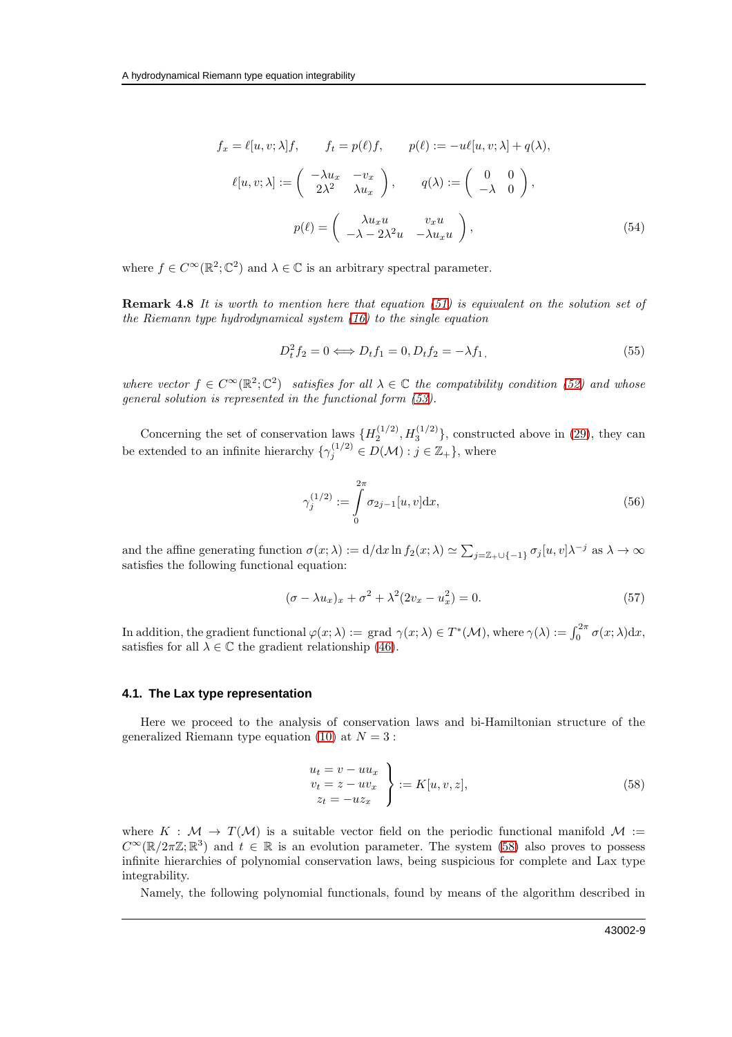$$
\begin{gathered}
f_x = \ell[u,v;\lambda]f, \qquad f_t = p(\ell)f, \qquad p(\ell) := -u\ell[u,v;\lambda] + q(\lambda), \\
\ell[u,v;\lambda] := \begin{pmatrix} -\lambda u_x & -v_x \\ 2\lambda^2 & \lambda u_x \end{pmatrix}, \qquad q(\lambda) := \begin{pmatrix} 0 & 0 \\ -\lambda & 0 \end{pmatrix}, \\
p(\ell) = \begin{pmatrix} \lambda u_x u & v_x u \\ -\lambda - 2\lambda^2 u & -\lambda u_x u \end{pmatrix},
\end{gathered} \tag{54}
$$

where $f \in C^\infty(\mathbb{R}^2;\mathbb{C}^2)$ and $\lambda \in \mathbb{C}$ is an arbitrary spectral parameter.

**Remark 4.8** *It is worth to mention here that equation (51) is equivalent on the solution set of the Riemann type hydrodynamical system (16) to the single equation*

$$
D_t^2 f_2 = 0 \Longleftrightarrow D_t f_1 = 0, D_t f_2 = -\lambda f_1, \tag{55}
$$

*where vector $f \in C^\infty(\mathbb{R}^2;\mathbb{C}^2)$ satisfies for all $\lambda \in \mathbb{C}$ the compatibility condition (52) and whose general solution is represented in the functional form (53).*

Concerning the set of conservation laws $\{H_2^{(1/2)}, H_3^{(1/2)}\}$, constructed above in (29), they can be extended to an infinite hierarchy $\{\gamma_j^{(1/2)} \in D(\mathcal{M}) : j \in \mathbb{Z}_+\}$, where

$$
\gamma_j^{(1/2)} := \int_0^{2\pi} \sigma_{2j-1}[u,v]\mathrm{d}x, \tag{56}
$$

and the affine generating function $\sigma(x;\lambda) := \mathrm{d}/\mathrm{d}x \ln f_2(x;\lambda) \simeq \sum_{j=\mathbb{Z}_+\cup\{-1\}} \sigma_j[u,v]\lambda^{-j}$ as $\lambda \to \infty$ satisfies the following functional equation:

$$
(\sigma - \lambda u_x)_x + \sigma^2 + \lambda^2(2v_x - u_x^2) = 0. \tag{57}
$$

In addition, the gradient functional $\varphi(x;\lambda) := \text{grad } \gamma(x;\lambda) \in T^*(\mathcal{M})$, where $\gamma(\lambda) := \int_0^{2\pi} \sigma(x;\lambda)\mathrm{d}x$, satisfies for all $\lambda \in \mathbb{C}$ the gradient relationship (46).

### 4.1. The Lax type representation

Here we proceed to the analysis of conservation laws and bi-Hamiltonian structure of the generalized Riemann type equation (10) at $N = 3$ :

$$
\left.\begin{aligned}
u_t &= v - uu_x \\
v_t &= z - uv_x \\
z_t &= -uz_x
\end{aligned}\right\} := K[u,v,z], \tag{58}
$$

where $K : \mathcal{M} \to T(\mathcal{M})$ is a suitable vector field on the periodic functional manifold $\mathcal{M} := C^\infty(\mathbb{R}/2\pi\mathbb{Z};\mathbb{R}^3)$ and $t \in \mathbb{R}$ is an evolution parameter. The system (58) also proves to possess infinite hierarchies of polynomial conservation laws, being suspicious for complete and Lax type integrability.

Namely, the following polynomial functionals, found by means of the algorithm described in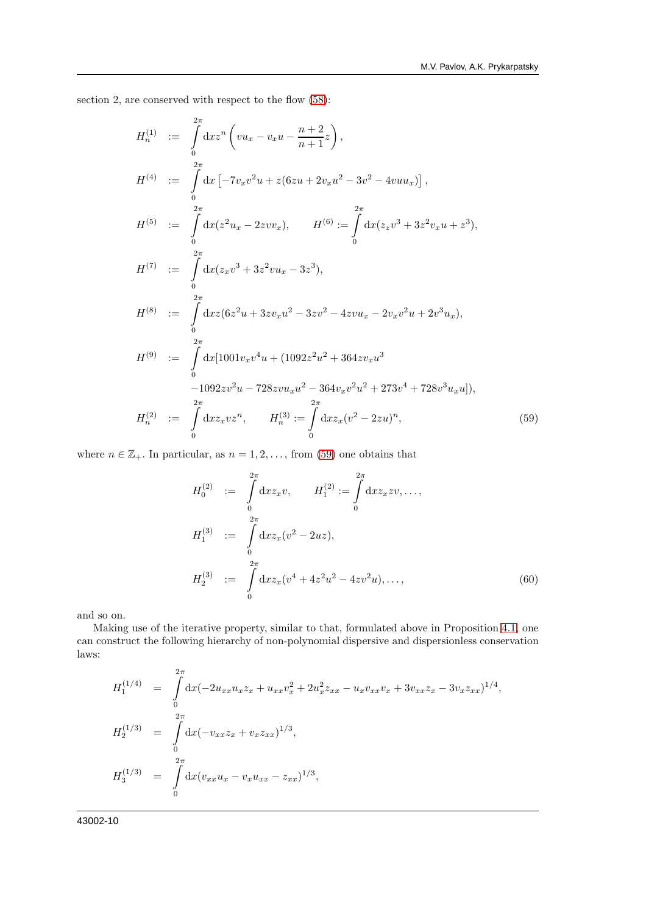section 2, are conserved with respect to the flow (58):

$$
\begin{aligned}
H_n^{(1)} &:= \int_0^{2\pi} \mathrm{d}x z^n \left( v u_x - v_x u - \frac{n+2}{n+1} z \right), \\
H^{(4)} &:= \int_0^{2\pi} \mathrm{d}x \left[ -7 v_x v^2 u + z(6zu + 2v_x u^2 - 3v^2 - 4vuu_x) \right], \\
H^{(5)} &:= \int_0^{2\pi} \mathrm{d}x (z^2 u_x - 2zvv_x), \qquad H^{(6)} := \int_0^{2\pi} \mathrm{d}x (z_z v^3 + 3z^2 v_x u + z^3), \\
H^{(7)} &:= \int_0^{2\pi} \mathrm{d}x (z_x v^3 + 3z^2 v u_x - 3z^3), \\
H^{(8)} &:= \int_0^{2\pi} \mathrm{d}x z (6z^2 u + 3z v_x u^2 - 3zv^2 - 4zvu_x - 2v_x v^2 u + 2v^3 u_x), \\
H^{(9)} &:= \int_0^{2\pi} \mathrm{d}x [1001 v_x v^4 u + (1092 z^2 u^2 + 364 z v_x u^3 \\
&\quad -1092 z v^2 u - 728 z v u_x u^2 - 364 v_x v^2 u^2 + 273 v^4 + 728 v^3 u_x u]), \\
H_n^{(2)} &:= \int_0^{2\pi} \mathrm{d}x z_x v z^n, \qquad H_n^{(3)} := \int_0^{2\pi} \mathrm{d}x z_x (v^2 - 2zu)^n,
\end{aligned}
\tag{59}
$$

where $n \in \mathbb{Z}_+$. In particular, as $n = 1, 2, \ldots$, from (59) one obtains that

$$
\begin{aligned}
H_0^{(2)} &:= \int_0^{2\pi} \mathrm{d}x z_x v, \qquad H_1^{(2)} := \int_0^{2\pi} \mathrm{d}x z_x z v, \ldots, \\
H_1^{(3)} &:= \int_0^{2\pi} \mathrm{d}x z_x (v^2 - 2uz), \\
H_2^{(3)} &:= \int_0^{2\pi} \mathrm{d}x z_x (v^4 + 4z^2 u^2 - 4zv^2 u), \ldots,
\end{aligned}
\tag{60}
$$

and so on.

Making use of the iterative property, similar to that, formulated above in Proposition 4.1, one can construct the following hierarchy of non-polynomial dispersive and dispersionless conservation laws:

$$
\begin{aligned}
H_1^{(1/4)} &= \int_0^{2\pi} \mathrm{d}x (-2u_{xx} u_x z_x + u_{xx} v_x^2 + 2u_x^2 z_{xx} - u_x v_{xx} v_x + 3v_{xx} z_x - 3v_x z_{xx})^{1/4}, \\
H_2^{(1/3)} &= \int_0^{2\pi} \mathrm{d}x (-v_{xx} z_x + v_x z_{xx})^{1/3}, \\
H_3^{(1/3)} &= \int_0^{2\pi} \mathrm{d}x (v_{xx} u_x - v_x u_{xx} - z_{xx})^{1/3},
\end{aligned}
$$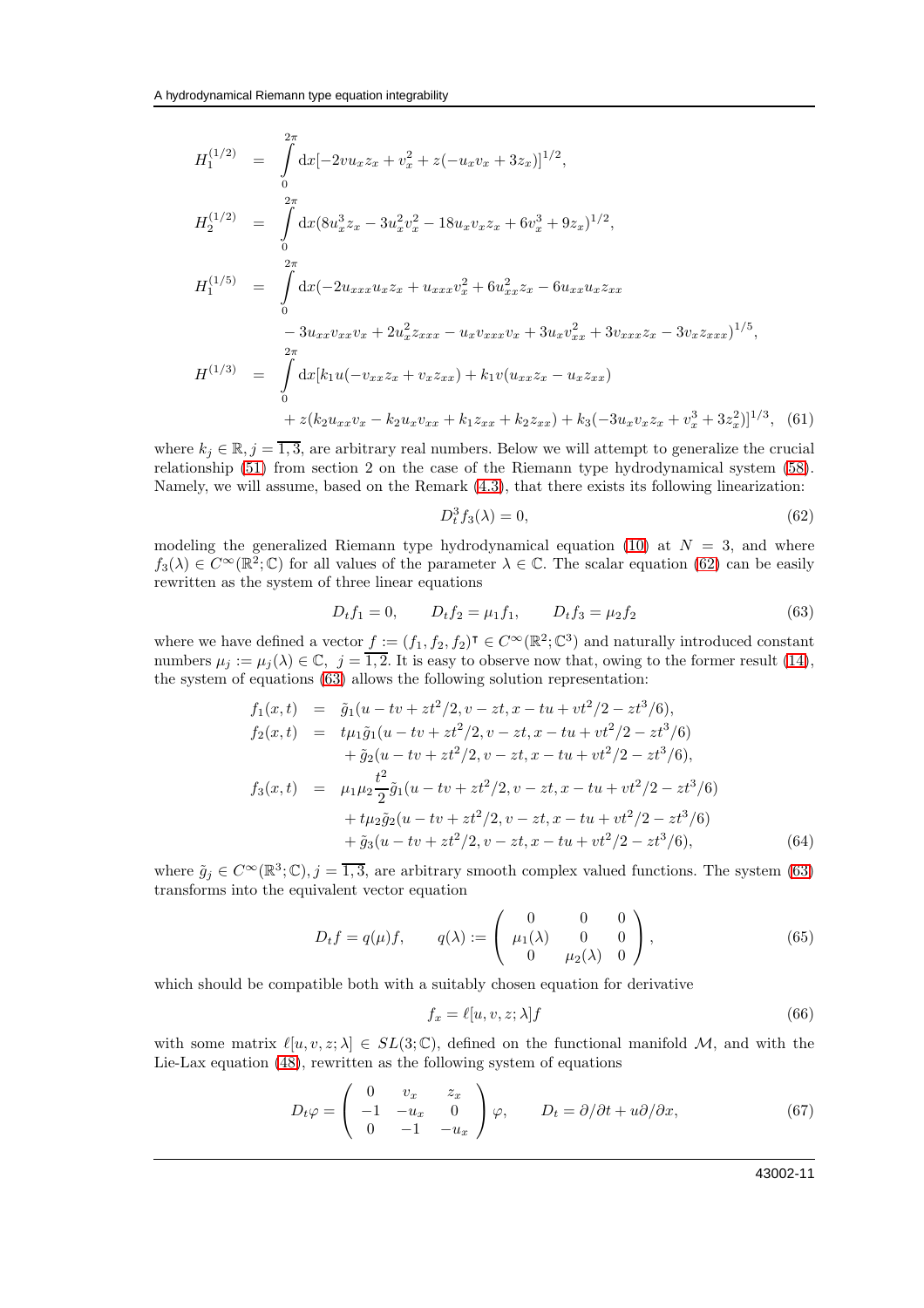$$
\begin{aligned}
H_1^{(1/2)} &= \int_0^{2\pi} \mathrm{d}x[-2vu_x z_x + v_x^2 + z(-u_x v_x + 3z_x)]^{1/2}, \\
H_2^{(1/2)} &= \int_0^{2\pi} \mathrm{d}x(8u_x^3 z_x - 3u_x^2 v_x^2 - 18u_x v_x z_x + 6v_x^3 + 9z_x)^{1/2}, \\
H_1^{(1/5)} &= \int_0^{2\pi} \mathrm{d}x(-2u_{xxx}u_x z_x + u_{xxx}v_x^2 + 6u_{xx}^2 z_x - 6u_{xx}u_x z_{xx} \\
&\quad - 3u_{xx}v_{xx}v_x + 2u_x^2 z_{xxx} - u_x v_{xxx}v_x + 3u_x v_{xx}^2 + 3v_{xxx}z_x - 3v_x z_{xxx})^{1/5}, \\
H^{(1/3)} &= \int_0^{2\pi} \mathrm{d}x[k_1 u(-v_{xx}z_x + v_x z_{xx}) + k_1 v(u_{xx}z_x - u_x z_{xx}) \\
&\quad + z(k_2 u_{xx}v_x - k_2 u_x v_{xx} + k_1 z_{xx} + k_2 z_{xx}) + k_3(-3u_x v_x z_x + v_x^3 + 3z_x^2)]^{1/3}, \quad (61)
\end{aligned}
$$

where $k_j \in \mathbb{R}, j = \overline{1,3}$, are arbitrary real numbers. Below we will attempt to generalize the crucial relationship (51) from section 2 on the case of the Riemann type hydrodynamical system (58). Namely, we will assume, based on the Remark (4.3), that there exists its following linearization:

$$
D_t^3 f_3(\lambda) = 0, \tag{62}
$$

modeling the generalized Riemann type hydrodynamical equation (10) at $N = 3$, and where $f_3(\lambda) \in C^\infty(\mathbb{R}^2;\mathbb{C})$ for all values of the parameter $\lambda \in \mathbb{C}$. The scalar equation (62) can be easily rewritten as the system of three linear equations

$$
D_t f_1 = 0, \qquad D_t f_2 = \mu_1 f_1, \qquad D_t f_3 = \mu_2 f_2 \tag{63}
$$

where we have defined a vector $f := (f_1, f_2, f_2)^\intercal \in C^\infty(\mathbb{R}^2;\mathbb{C}^3)$ and naturally introduced constant numbers $\mu_j := \mu_j(\lambda) \in \mathbb{C}$, $j = \overline{1,2}$. It is easy to observe now that, owing to the former result (14), the system of equations (63) allows the following solution representation:

$$
\begin{aligned}
f_1(x,t) &= \tilde{g}_1(u - tv + zt^2/2, v - zt, x - tu + vt^2/2 - zt^3/6), \\
f_2(x,t) &= t\mu_1 \tilde{g}_1(u - tv + zt^2/2, v - zt, x - tu + vt^2/2 - zt^3/6) \\
&\quad + \tilde{g}_2(u - tv + zt^2/2, v - zt, x - tu + vt^2/2 - zt^3/6), \\
f_3(x,t) &= \mu_1\mu_2 \frac{t^2}{2}\tilde{g}_1(u - tv + zt^2/2, v - zt, x - tu + vt^2/2 - zt^3/6) \\
&\quad + t\mu_2 \tilde{g}_2(u - tv + zt^2/2, v - zt, x - tu + vt^2/2 - zt^3/6) \\
&\quad + \tilde{g}_3(u - tv + zt^2/2, v - zt, x - tu + vt^2/2 - zt^3/6), \qquad (64)
\end{aligned}
$$

where $\tilde{g}_j \in C^\infty(\mathbb{R}^3;\mathbb{C}), j = \overline{1,3}$, are arbitrary smooth complex valued functions. The system (63) transforms into the equivalent vector equation

$$
D_t f = q(\mu) f, \qquad q(\lambda) := \begin{pmatrix} 0 & 0 & 0 \\ \mu_1(\lambda) & 0 & 0 \\ 0 & \mu_2(\lambda) & 0 \end{pmatrix}, \tag{65}
$$

which should be compatible both with a suitably chosen equation for derivative

$$
f_x = \ell[u,v,z;\lambda] f \tag{66}
$$

with some matrix $\ell[u,v,z;\lambda] \in SL(3;\mathbb{C})$, defined on the functional manifold $\mathcal{M}$, and with the Lie-Lax equation (48), rewritten as the following system of equations

$$
D_t \varphi = \begin{pmatrix} 0 & v_x & z_x \\ -1 & -u_x & 0 \\ 0 & -1 & -u_x \end{pmatrix} \varphi, \qquad D_t = \partial/\partial t + u\partial/\partial x, \tag{67}
$$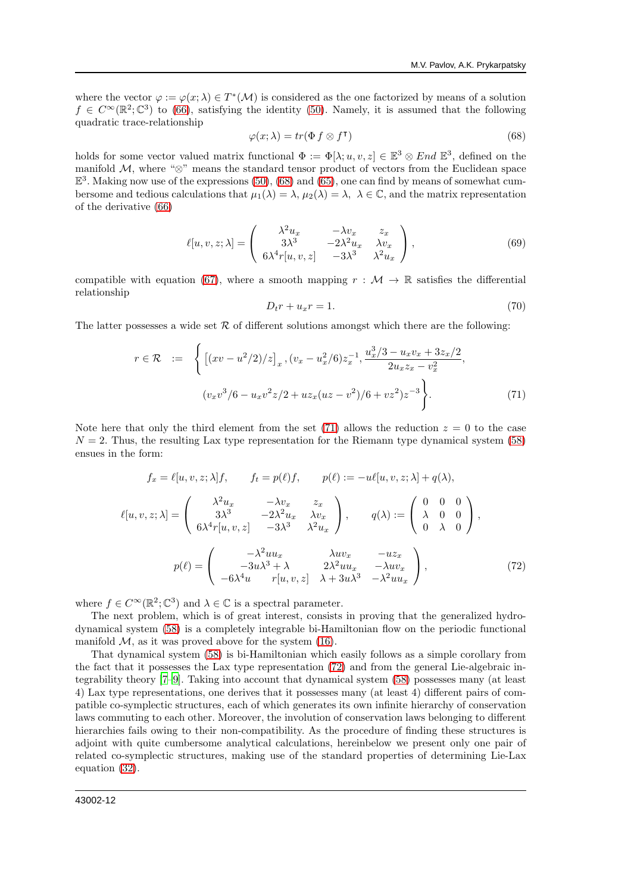where the vector $\varphi := \varphi(x;\lambda) \in T^*(\mathcal{M})$ is considered as the one factorized by means of a solution $f \in C^\infty(\mathbb{R}^2;\mathbb{C}^3)$ to (66), satisfying the identity (50). Namely, it is assumed that the following quadratic trace-relationship

$$\varphi(x;\lambda) = tr(\Phi\, f \otimes f^{\intercal}) \tag{68}$$

holds for some vector valued matrix functional $\Phi := \Phi[\lambda; u, v, z] \in \mathbb{E}^3 \otimes End\ \mathbb{E}^3$, defined on the manifold $\mathcal{M}$, where "$\otimes$" means the standard tensor product of vectors from the Euclidean space $\mathbb{E}^3$. Making now use of the expressions (50), (68) and (65), one can find by means of somewhat cumbersome and tedious calculations that $\mu_1(\lambda) = \lambda$, $\mu_2(\lambda) = \lambda$, $\lambda \in \mathbb{C}$, and the matrix representation of the derivative (66)

$$\ell[u,v,z;\lambda] = \left( \begin{array}{ccc} \lambda^2 u_x & -\lambda v_x & z_x \\ 3\lambda^3 & -2\lambda^2 u_x & \lambda v_x \\ 6\lambda^4 r[u,v,z] & -3\lambda^3 & \lambda^2 u_x \end{array} \right), \tag{69}$$

compatible with equation (67), where a smooth mapping $r : \mathcal{M} \to \mathbb{R}$ satisfies the differential relationship

$$D_t r + u_x r = 1. \tag{70}$$

The latter possesses a wide set $\mathcal{R}$ of different solutions amongst which there are the following:

$$\begin{aligned} r \in \mathcal{R} \ \ := \ \ & \Bigg\{ \left[(xv - u^2/2)/z\right]_x, (v_x - u_x^2/6)z_x^{-1}, \frac{u_x^3/3 - u_x v_x + 3z_x/2}{2u_x z_x - v_x^2}, \\ & (v_x v^3/6 - u_x v^2 z/2 + u z_x(uz - v^2)/6 + vz^2)z^{-3} \Bigg\}. \end{aligned} \tag{71}$$

Note here that only the third element from the set (71) allows the reduction $z = 0$ to the case $N = 2$. Thus, the resulting Lax type representation for the Riemann type dynamical system (58) ensues in the form:

$$f_x = \ell[u,v,z;\lambda] f, \qquad f_t = p(\ell) f, \qquad p(\ell) := -u\ell[u,v,z;\lambda] + q(\lambda),$$

$$\ell[u,v,z;\lambda] = \left( \begin{array}{ccc} \lambda^2 u_x & -\lambda v_x & z_x \\ 3\lambda^3 & -2\lambda^2 u_x & \lambda v_x \\ 6\lambda^4 r[u,v,z] & -3\lambda^3 & \lambda^2 u_x \end{array} \right), \qquad q(\lambda) := \left( \begin{array}{ccc} 0 & 0 & 0 \\ \lambda & 0 & 0 \\ 0 & \lambda & 0 \end{array} \right),$$

$$p(\ell) = \left( \begin{array}{ccc} -\lambda^2 u u_x & \lambda u v_x & -u z_x \\ -3u\lambda^3 + \lambda & 2\lambda^2 u u_x & -\lambda u v_x \\ -6\lambda^4 u \qquad r[u,v,z] & \lambda + 3u\lambda^3 & -\lambda^2 u u_x \end{array} \right), \tag{72}$$

where $f \in C^\infty(\mathbb{R}^2;\mathbb{C}^3)$ and $\lambda \in \mathbb{C}$ is a spectral parameter.

The next problem, which is of great interest, consists in proving that the generalized hydrodynamical system (58) is a completely integrable bi-Hamiltonian flow on the periodic functional manifold $\mathcal{M}$, as it was proved above for the system (16).

That dynamical system (58) is bi-Hamiltonian which easily follows as a simple corollary from the fact that it possesses the Lax type representation (72) and from the general Lie-algebraic integrability theory [7–9]. Taking into account that dynamical system (58) possesses many (at least 4) Lax type representations, one derives that it possesses many (at least 4) different pairs of compatible co-symplectic structures, each of which generates its own infinite hierarchy of conservation laws commuting to each other. Moreover, the involution of conservation laws belonging to different hierarchies fails owing to their non-compatibility. As the procedure of finding these structures is adjoint with quite cumbersome analytical calculations, hereinbelow we present only one pair of related co-symplectic structures, making use of the standard properties of determining Lie-Lax equation (32).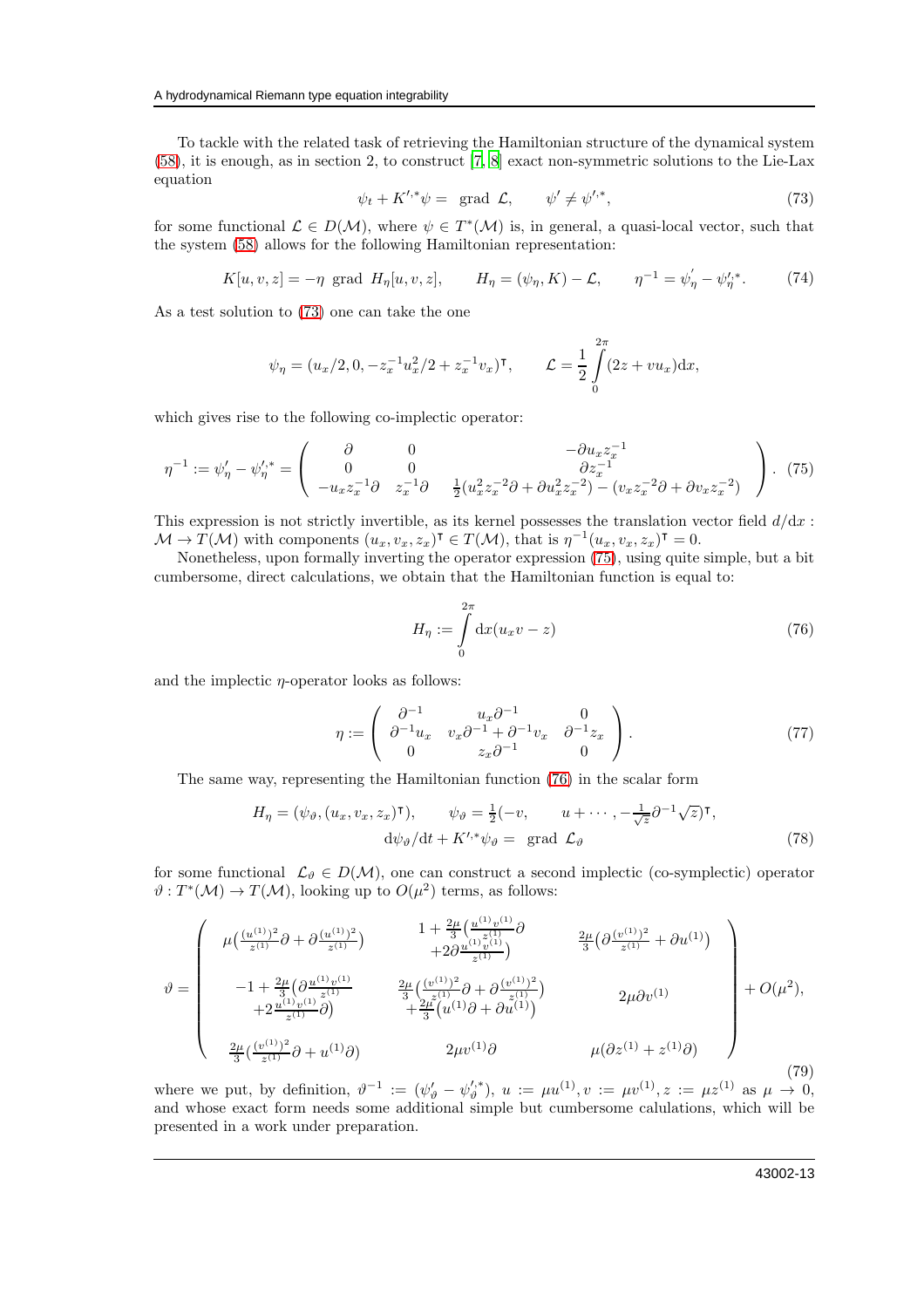To tackle with the related task of retrieving the Hamiltonian structure of the dynamical system (58), it is enough, as in section 2, to construct [7, 8] exact non-symmetric solutions to the Lie-Lax equation

$$\psi_t + K'^{,*}\psi = \text{ grad } \mathcal{L}, \qquad \psi' \neq \psi'^{,*}, \tag{73}$$

for some functional $\mathcal{L} \in D(\mathcal{M})$, where $\psi \in T^*(\mathcal{M})$ is, in general, a quasi-local vector, such that the system (58) allows for the following Hamiltonian representation:

$$K[u, v, z] = -\eta \text{ grad } H_\eta[u, v, z], \qquad H_\eta = (\psi_\eta, K) - \mathcal{L}, \qquad \eta^{-1} = \psi_\eta^{'} - \psi_\eta^{',*}. \tag{74}$$

As a test solution to (73) one can take the one

$$\psi_\eta = (u_x/2, 0, -z_x^{-1}u_x^2/2 + z_x^{-1}v_x)^\intercal, \qquad \mathcal{L} = \frac{1}{2}\int_0^{2\pi}(2z + vu_x)\mathrm{d}x,$$

which gives rise to the following co-implectic operator:

$$\eta^{-1} := \psi_\eta' - \psi_\eta'^{,*} = \begin{pmatrix} \partial & 0 & -\partial u_x z_x^{-1} \\ 0 & 0 & \partial z_x^{-1} \\ -u_x z_x^{-1}\partial & z_x^{-1}\partial & \frac{1}{2}(u_x^2 z_x^{-2}\partial + \partial u_x^2 z_x^{-2}) - (v_x z_x^{-2}\partial + \partial v_x z_x^{-2}) \end{pmatrix}. \tag{75}$$

This expression is not strictly invertible, as its kernel possesses the translation vector field $d/\mathrm{d}x : \mathcal{M} \to T(\mathcal{M})$ with components $(u_x, v_x, z_x)^\intercal \in T(\mathcal{M})$, that is $\eta^{-1}(u_x, v_x, z_x)^\intercal = 0$.

Nonetheless, upon formally inverting the operator expression (75), using quite simple, but a bit cumbersome, direct calculations, we obtain that the Hamiltonian function is equal to:

$$H_\eta := \int_0^{2\pi} \mathrm{d}x(u_x v - z) \tag{76}$$

and the implectic $\eta$-operator looks as follows:

$$\eta := \begin{pmatrix} \partial^{-1} & u_x\partial^{-1} & 0 \\ \partial^{-1}u_x & v_x\partial^{-1} + \partial^{-1}v_x & \partial^{-1}z_x \\ 0 & z_x\partial^{-1} & 0 \end{pmatrix}. \tag{77}$$

The same way, representing the Hamiltonian function (76) in the scalar form

$$\begin{gathered} H_\eta = (\psi_\vartheta, (u_x, v_x, z_x)^\intercal), \qquad \psi_\vartheta = \tfrac{1}{2}(-v, \qquad u + \cdots, -\tfrac{1}{\sqrt{z}}\partial^{-1}\sqrt{z})^\intercal, \\ \mathrm{d}\psi_\vartheta/\mathrm{d}t + K'^{,*}\psi_\vartheta = \text{ grad } \mathcal{L}_\vartheta \end{gathered} \tag{78}$$

for some functional $\mathcal{L}_\vartheta \in D(\mathcal{M})$, one can construct a second implectic (co-symplectic) operator $\vartheta : T^*(\mathcal{M}) \to T(\mathcal{M})$, looking up to $O(\mu^2)$ terms, as follows:

$$\vartheta = \begin{pmatrix} \mu\big(\frac{(u^{(1)})^2}{z^{(1)}}\partial + \partial\frac{(u^{(1)})^2}{z^{(1)}}\big) & \begin{matrix} 1 + \frac{2\mu}{3}\big(\frac{u^{(1)}v^{(1)}}{z^{(1)}}\partial \\ +2\partial\frac{u^{(1)}v^{(1)}}{z^{(1)}}\big) \end{matrix} & \frac{2\mu}{3}\big(\partial\frac{(v^{(1)})^2}{z^{(1)}} + \partial u^{(1)}\big) \\ \begin{matrix} -1 + \frac{2\mu}{3}\big(\partial\frac{u^{(1)}v^{(1)}}{z^{(1)}} \\ +2\frac{u^{(1)}v^{(1)}}{z^{(1)}}\partial\big) \end{matrix} & \begin{matrix} \frac{2\mu}{3}\big(\frac{(v^{(1)})^2}{z^{(1)}}\partial + \partial\frac{(v^{(1)})^2}{z^{(1)}}\big) \\ + \frac{2\mu}{3}\big(u^{(1)}\partial + \partial u^{(1)}\big) \end{matrix} & 2\mu\partial v^{(1)} \\ \frac{2\mu}{3}\big(\frac{(v^{(1)})^2}{z^{(1)}}\partial + u^{(1)}\partial\big) & 2\mu v^{(1)}\partial & \mu(\partial z^{(1)} + z^{(1)}\partial) \end{pmatrix} + O(\mu^2), \tag{79}$$

where we put, by definition, $\vartheta^{-1} := (\psi_\vartheta' - \psi_\vartheta'^{,*})$, $u := \mu u^{(1)}, v := \mu v^{(1)}, z := \mu z^{(1)}$ as $\mu \to 0$, and whose exact form needs some additional simple but cumbersome calulations, which will be presented in a work under preparation.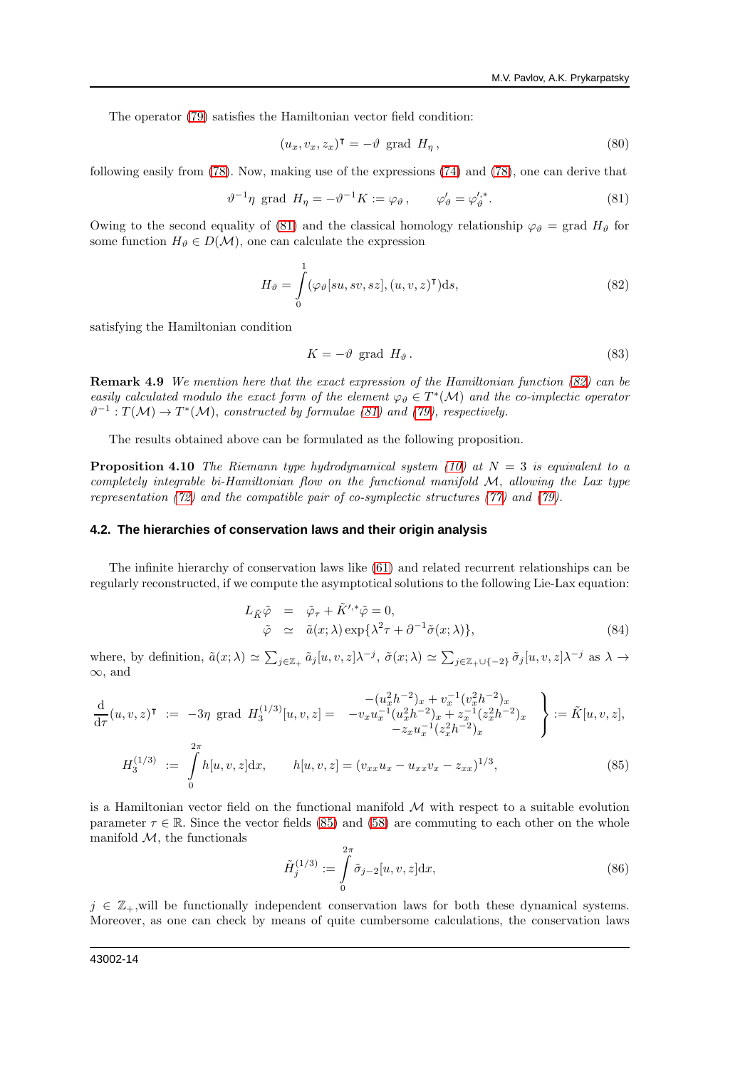The operator (79) satisfies the Hamiltonian vector field condition:

$$(u_x, v_x, z_x)^{\intercal} = -\vartheta \ \text{grad} \ H_{\eta}\,, \tag{80}$$

following easily from (78). Now, making use of the expressions (74) and (78), one can derive that

$$\vartheta^{-1}\eta \ \text{grad} \ H_{\eta} = -\vartheta^{-1}K := \varphi_{\vartheta}\,, \qquad \varphi_{\vartheta}' = \varphi_{\vartheta}^{\prime,*}. \tag{81}$$

Owing to the second equality of (81) and the classical homology relationship $\varphi_{\vartheta} = \text{grad} \ H_{\vartheta}$ for some function $H_{\vartheta} \in D(\mathcal{M})$, one can calculate the expression

$$H_{\vartheta} = \int\limits_{0}^{1} (\varphi_{\vartheta}[su, sv, sz], (u, v, z)^{\intercal})\mathrm{d}s, \tag{82}$$

satisfying the Hamiltonian condition

$$K = -\vartheta \ \text{grad} \ H_{\vartheta}\,. \tag{83}$$

**Remark 4.9** *We mention here that the exact expression of the Hamiltonian function (82) can be easily calculated modulo the exact form of the element $\varphi_{\vartheta} \in T^{*}(\mathcal{M})$ and the co-implectic operator $\vartheta^{-1} : T(\mathcal{M}) \to T^{*}(\mathcal{M})$, constructed by formulae (81) and (79), respectively.*

The results obtained above can be formulated as the following proposition.

**Proposition 4.10** *The Riemann type hydrodynamical system (10) at $N = 3$ is equivalent to a completely integrable bi-Hamiltonian flow on the functional manifold $\mathcal{M}$, allowing the Lax type representation (72) and the compatible pair of co-symplectic structures (77) and (79).*

### 4.2. The hierarchies of conservation laws and their origin analysis

The infinite hierarchy of conservation laws like (61) and related recurrent relationships can be regularly reconstructed, if we compute the asymptotical solutions to the following Lie-Lax equation:

$$\begin{aligned} L_{\tilde{K}}\tilde{\varphi} &= \tilde{\varphi}_{\tau} + \tilde{K}^{\prime,*}\tilde{\varphi} = 0, \\ \tilde{\varphi} &\simeq \tilde{a}(x;\lambda)\exp\{\lambda^{2}\tau + \partial^{-1}\tilde{\sigma}(x;\lambda)\}, \end{aligned} \tag{84}$$

where, by definition, $\tilde{a}(x;\lambda) \simeq \sum_{j\in\mathbb{Z}_{+}} \tilde{a}_{j}[u,v,z]\lambda^{-j}$, $\tilde{\sigma}(x;\lambda) \simeq \sum_{j\in\mathbb{Z}_{+}\cup\{-2\}} \tilde{\sigma}_{j}[u,v,z]\lambda^{-j}$ as $\lambda \to \infty$, and

$$\begin{aligned} \frac{\mathrm{d}}{\mathrm{d}\tau}(u,v,z)^{\intercal} &:= -3\eta \ \text{grad} \ H_{3}^{(1/3)}[u,v,z] = \left. \begin{array}{c} -(u_x^2 h^{-2})_x + v_x^{-1}(v_x^2 h^{-2})_x \\ -v_x u_x^{-1}(u_x^2 h^{-2})_x + z_x^{-1}(z_x^2 h^{-2})_x \\ -z_x u_x^{-1}(z_x^2 h^{-2})_x \end{array} \right\} := \tilde{K}[u,v,z], \\ H_{3}^{(1/3)} &:= \int\limits_{0}^{2\pi} h[u,v,z]\mathrm{d}x, \qquad h[u,v,z] = (v_{xx}u_x - u_{xx}v_x - z_{xx})^{1/3}, \end{aligned} \tag{85}$$

is a Hamiltonian vector field on the functional manifold $\mathcal{M}$ with respect to a suitable evolution parameter $\tau \in \mathbb{R}$. Since the vector fields (85) and (58) are commuting to each other on the whole manifold $\mathcal{M}$, the functionals

$$\tilde{H}_{j}^{(1/3)} := \int\limits_{0}^{2\pi} \tilde{\sigma}_{j-2}[u,v,z]\mathrm{d}x, \tag{86}$$

$j \in \mathbb{Z}_{+}$,will be functionally independent conservation laws for both these dynamical systems. Moreover, as one can check by means of quite cumbersome calculations, the conservation laws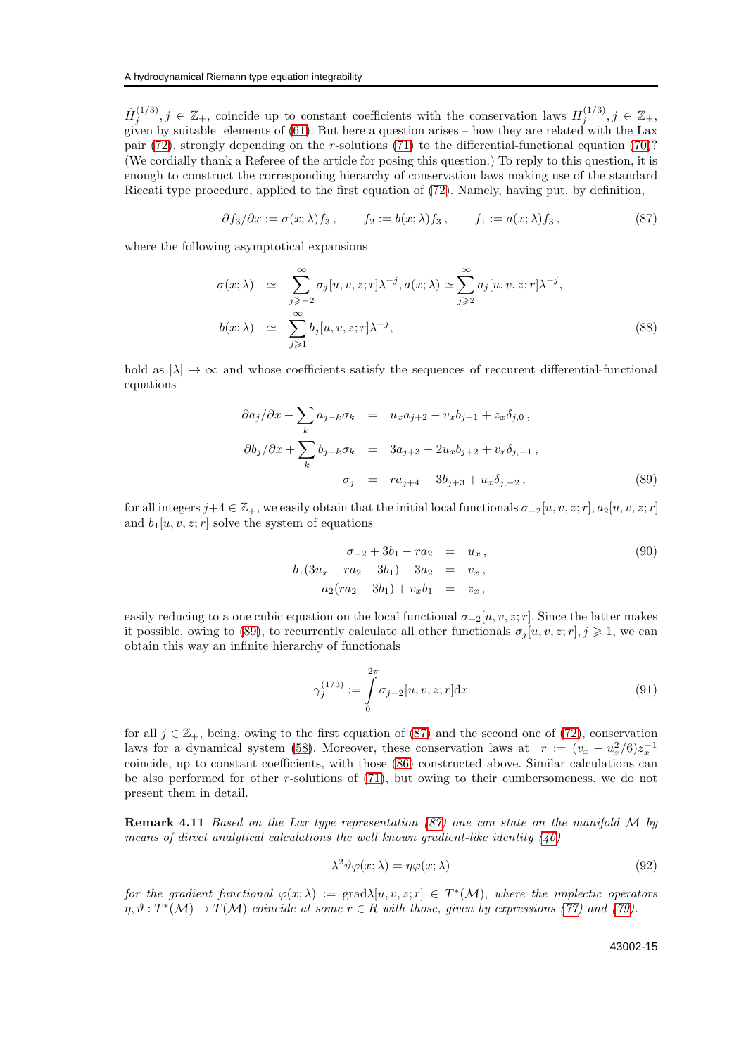$\tilde{H}_j^{(1/3)}, j \in \mathbb{Z}_+$, coincide up to constant coefficients with the conservation laws $H_j^{(1/3)}, j \in \mathbb{Z}_+$, given by suitable elements of (61). But here a question arises – how they are related with the Lax pair (72), strongly depending on the $r$-solutions (71) to the differential-functional equation (70)? (We cordially thank a Referee of the article for posing this question.) To reply to this question, it is enough to construct the corresponding hierarchy of conservation laws making use of the standard Riccati type procedure, applied to the first equation of (72). Namely, having put, by definition,

$$\partial f_3/\partial x := \sigma(x;\lambda) f_3\,, \qquad f_2 := b(x;\lambda) f_3\,, \qquad f_1 := a(x;\lambda) f_3\,, \tag{87}$$

where the following asymptotical expansions

$$\begin{aligned}
\sigma(x;\lambda) &\simeq \sum_{j\geqslant -2}^{\infty} \sigma_j[u,v,z;r]\lambda^{-j}, a(x;\lambda) \simeq \sum_{j\geqslant 2}^{\infty} a_j[u,v,z;r]\lambda^{-j}, \\
b(x;\lambda) &\simeq \sum_{j\geqslant 1}^{\infty} b_j[u,v,z;r]\lambda^{-j},
\end{aligned} \tag{88}$$

hold as $|\lambda| \to \infty$ and whose coefficients satisfy the sequences of reccurent differential-functional equations

$$\begin{aligned}
\partial a_j/\partial x + \sum_k a_{j-k}\sigma_k &= u_x a_{j+2} - v_x b_{j+1} + z_x \delta_{j,0}\,, \\
\partial b_j/\partial x + \sum_k b_{j-k}\sigma_k &= 3a_{j+3} - 2u_x b_{j+2} + v_x \delta_{j,-1}\,, \\
\sigma_j &= r a_{j+4} - 3b_{j+3} + u_x \delta_{j,-2}\,,
\end{aligned} \tag{89}$$

for all integers $j+4 \in \mathbb{Z}_+$, we easily obtain that the initial local functionals $\sigma_{-2}[u,v,z;r], a_2[u,v,z;r]$ and $b_1[u,v,z;r]$ solve the system of equations

$$\begin{aligned}
\sigma_{-2} + 3b_1 - r a_2 &= u_x\,, \\
b_1(3u_x + r a_2 - 3b_1) - 3a_2 &= v_x\,, \\
a_2(r a_2 - 3b_1) + v_x b_1 &= z_x\,,
\end{aligned} \tag{90}$$

easily reducing to a one cubic equation on the local functional $\sigma_{-2}[u,v,z;r]$. Since the latter makes it possible, owing to (89), to recurrently calculate all other functionals $\sigma_j[u,v,z;r], j \geqslant 1$, we can obtain this way an infinite hierarchy of functionals

$$\gamma_j^{(1/3)} := \int_0^{2\pi} \sigma_{j-2}[u,v,z;r]\mathrm{d}x \tag{91}$$

for all $j \in \mathbb{Z}_+$, being, owing to the first equation of (87) and the second one of (72), conservation laws for a dynamical system (58). Moreover, these conservation laws at $r := (v_x - u_x^2/6)z_x^{-1}$ coincide, up to constant coefficients, with those (86) constructed above. Similar calculations can be also performed for other $r$-solutions of (71), but owing to their cumbersomeness, we do not present them in detail.

**Remark 4.11** *Based on the Lax type representation (87) one can state on the manifold $\mathcal{M}$ by means of direct analytical calculations the well known gradient-like identity (46)*

$$\lambda^2 \vartheta\varphi(x;\lambda) = \eta\varphi(x;\lambda) \tag{92}$$

*for the gradient functional $\varphi(x;\lambda) := \operatorname{grad}\lambda[u,v,z;r] \in T^*(\mathcal{M})$, where the implectic operators $\eta, \vartheta : T^*(\mathcal{M}) \to T(\mathcal{M})$ coincide at some $r \in R$ with those, given by expressions (77) and (79).*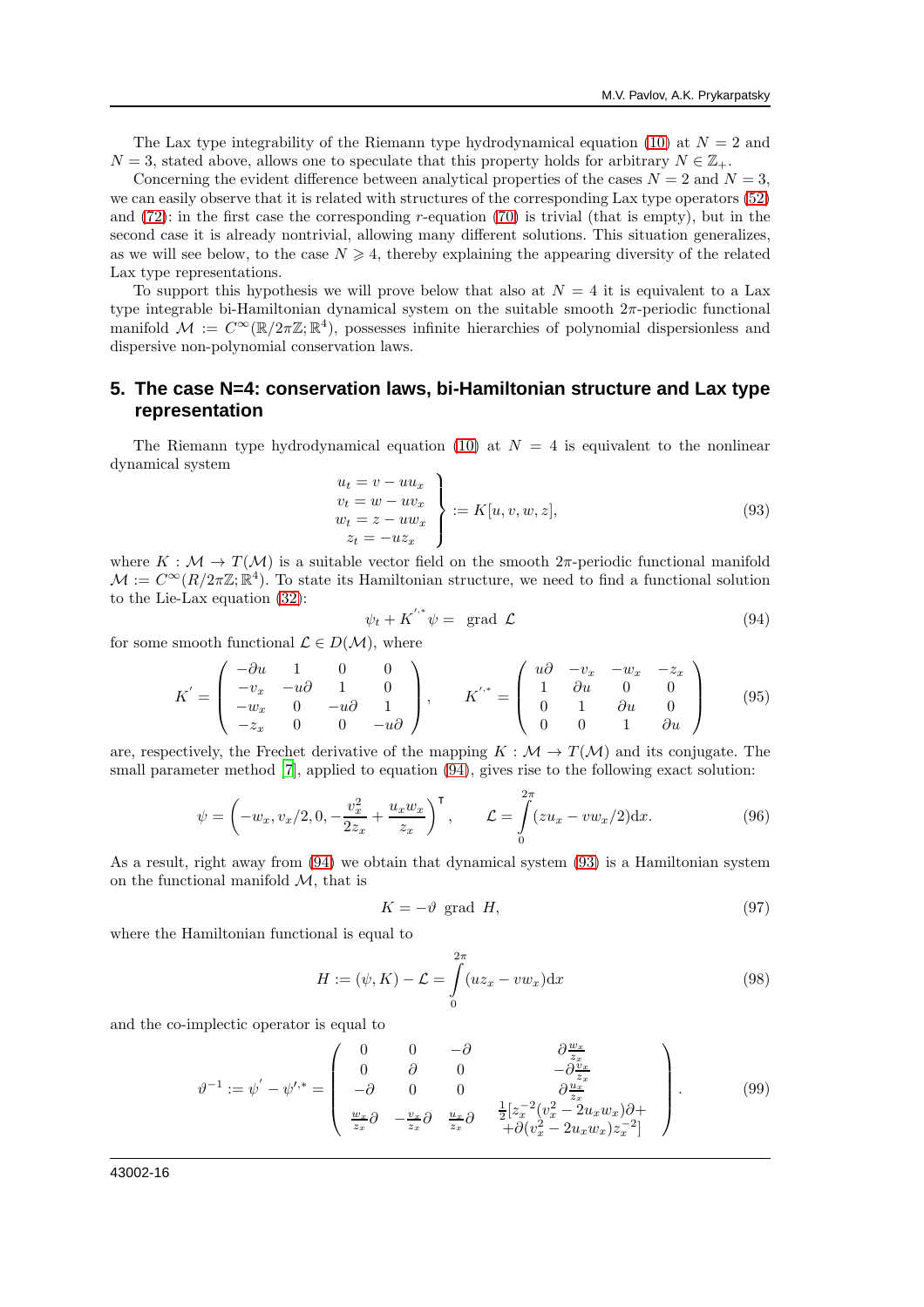The Lax type integrability of the Riemann type hydrodynamical equation (10) at $N = 2$ and $N = 3$, stated above, allows one to speculate that this property holds for arbitrary $N \in \mathbb{Z}_+$.

Concerning the evident difference between analytical properties of the cases $N = 2$ and $N = 3$, we can easily observe that it is related with structures of the corresponding Lax type operators (52) and (72): in the first case the corresponding $r$-equation (70) is trivial (that is empty), but in the second case it is already nontrivial, allowing many different solutions. This situation generalizes, as we will see below, to the case $N \geqslant 4$, thereby explaining the appearing diversity of the related Lax type representations.

To support this hypothesis we will prove below that also at $N = 4$ it is equivalent to a Lax type integrable bi-Hamiltonian dynamical system on the suitable smooth $2\pi$-periodic functional manifold $\mathcal{M} := C^\infty(\mathbb{R}/2\pi\mathbb{Z}; \mathbb{R}^4)$, possesses infinite hierarchies of polynomial dispersionless and dispersive non-polynomial conservation laws.

## 5. The case N=4: conservation laws, bi-Hamiltonian structure and Lax type representation

The Riemann type hydrodynamical equation (10) at $N = 4$ is equivalent to the nonlinear dynamical system

$$\left.\begin{aligned} u_t &= v - uu_x \\ v_t &= w - uv_x \\ w_t &= z - uw_x \\ z_t &= -uz_x \end{aligned}\right\} := K[u, v, w, z], \tag{93}$$

where $K : \mathcal{M} \to T(\mathcal{M})$ is a suitable vector field on the smooth $2\pi$-periodic functional manifold $\mathcal{M} := C^\infty(R/2\pi\mathbb{Z}; \mathbb{R}^4)$. To state its Hamiltonian structure, we need to find a functional solution to the Lie-Lax equation (32):

$$\psi_t + K^{',*}\psi = \text{ grad } \mathcal{L} \tag{94}$$

for some smooth functional $\mathcal{L} \in D(\mathcal{M})$, where

$$K^{'} = \begin{pmatrix} -\partial u & 1 & 0 & 0 \\ -v_x & -u\partial & 1 & 0 \\ -w_x & 0 & -u\partial & 1 \\ -z_x & 0 & 0 & -u\partial \end{pmatrix}, \qquad K^{',*} = \begin{pmatrix} u\partial & -v_x & -w_x & -z_x \\ 1 & \partial u & 0 & 0 \\ 0 & 1 & \partial u & 0 \\ 0 & 0 & 1 & \partial u \end{pmatrix} \tag{95}$$

are, respectively, the Frechet derivative of the mapping $K : \mathcal{M} \to T(\mathcal{M})$ and its conjugate. The small parameter method [7], applied to equation (94), gives rise to the following exact solution:

$$\psi = \left(-w_x, v_x/2, 0, -\frac{v_x^2}{2z_x} + \frac{u_x w_x}{z_x}\right)^{\intercal}, \qquad \mathcal{L} = \int_0^{2\pi} (zu_x - vw_x/2)\mathrm{d}x. \tag{96}$$

As a result, right away from (94) we obtain that dynamical system (93) is a Hamiltonian system on the functional manifold $\mathcal{M}$, that is

$$K = -\vartheta \text{ grad } H, \tag{97}$$

where the Hamiltonian functional is equal to

$$H := (\psi, K) - \mathcal{L} = \int_0^{2\pi} (uz_x - vw_x)\mathrm{d}x \tag{98}$$

and the co-implectic operator is equal to

$$\vartheta^{-1} := \psi^{'} - \psi^{',*} = \begin{pmatrix} 0 & 0 & -\partial & \partial\frac{w_x}{z_x} \\ 0 & \partial & 0 & -\partial\frac{v_x}{z_x} \\ -\partial & 0 & 0 & \partial\frac{u_x}{z_x} \\ \frac{w_x}{z_x}\partial & -\frac{v_x}{z_x}\partial & \frac{u_x}{z_x}\partial & \begin{matrix}\frac{1}{2}[z_x^{-2}(v_x^2 - 2u_xw_x)\partial + \\ +\partial(v_x^2 - 2u_xw_x)z_x^{-2}]\end{matrix} \end{pmatrix}. \tag{99}$$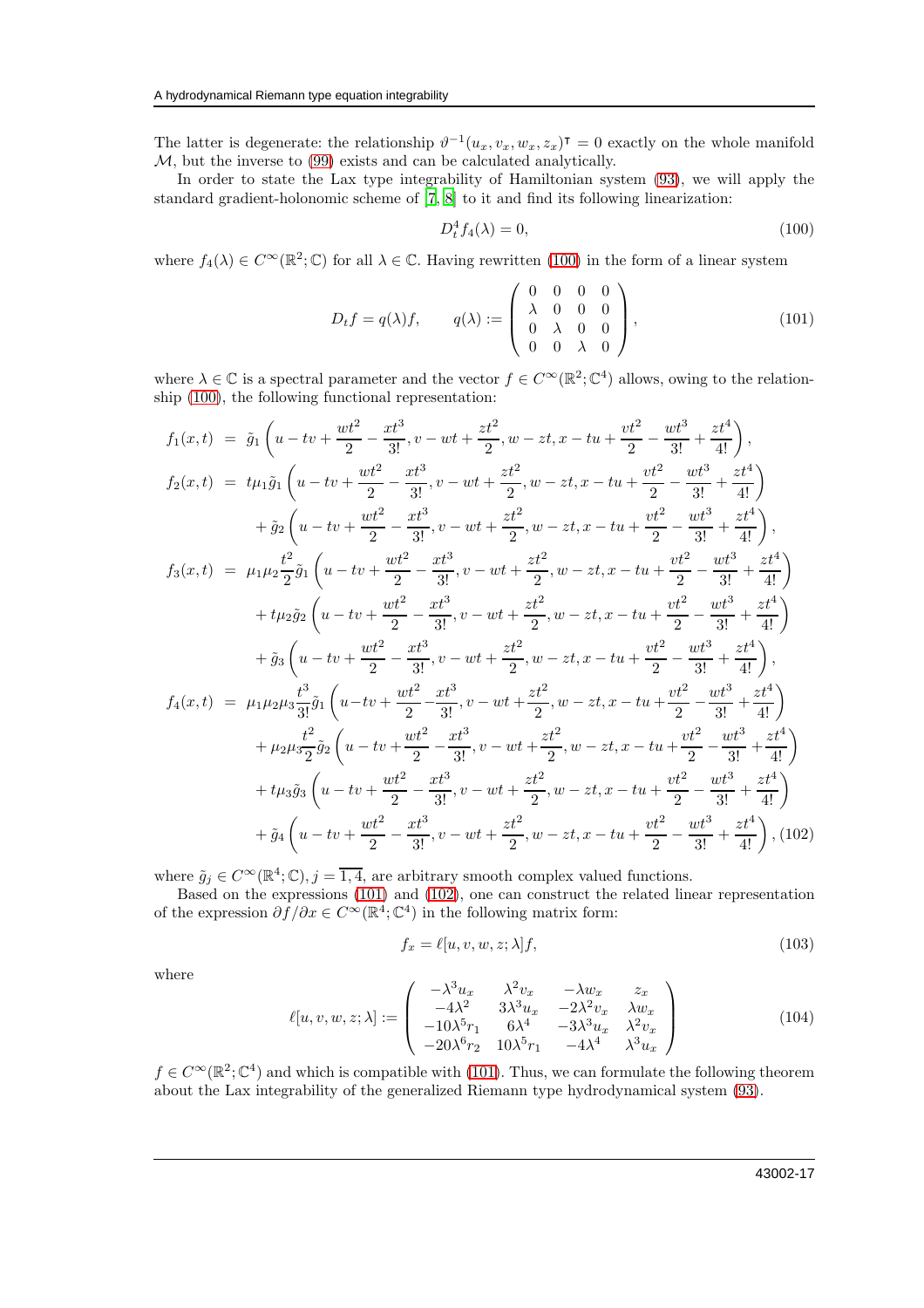The latter is degenerate: the relationship $\vartheta^{-1}(u_x, v_x, w_x, z_x)^\intercal = 0$ exactly on the whole manifold $\mathcal{M}$, but the inverse to (99) exists and can be calculated analytically.

In order to state the Lax type integrability of Hamiltonian system (93), we will apply the standard gradient-holonomic scheme of [7, 8] to it and find its following linearization:

$$D_t^4 f_4(\lambda) = 0, \tag{100}$$

where $f_4(\lambda) \in C^\infty(\mathbb{R}^2; \mathbb{C})$ for all $\lambda \in \mathbb{C}$. Having rewritten (100) in the form of a linear system

$$D_t f = q(\lambda) f, \qquad q(\lambda) := \begin{pmatrix} 0 & 0 & 0 & 0 \\ \lambda & 0 & 0 & 0 \\ 0 & \lambda & 0 & 0 \\ 0 & 0 & \lambda & 0 \end{pmatrix}, \tag{101}$$

where $\lambda \in \mathbb{C}$ is a spectral parameter and the vector $f \in C^\infty(\mathbb{R}^2; \mathbb{C}^4)$ allows, owing to the relationship (100), the following functional representation:

$$\begin{aligned}
f_1(x,t) &= \tilde{g}_1\left(u - tv + \frac{wt^2}{2} - \frac{xt^3}{3!}, v - wt + \frac{zt^2}{2}, w - zt, x - tu + \frac{vt^2}{2} - \frac{wt^3}{3!} + \frac{zt^4}{4!}\right), \\
f_2(x,t) &= t\mu_1\tilde{g}_1\left(u - tv + \frac{wt^2}{2} - \frac{xt^3}{3!}, v - wt + \frac{zt^2}{2}, w - zt, x - tu + \frac{vt^2}{2} - \frac{wt^3}{3!} + \frac{zt^4}{4!}\right) \\
&\quad + \tilde{g}_2\left(u - tv + \frac{wt^2}{2} - \frac{xt^3}{3!}, v - wt + \frac{zt^2}{2}, w - zt, x - tu + \frac{vt^2}{2} - \frac{wt^3}{3!} + \frac{zt^4}{4!}\right), \\
f_3(x,t) &= \mu_1\mu_2\frac{t^2}{2}\tilde{g}_1\left(u - tv + \frac{wt^2}{2} - \frac{xt^3}{3!}, v - wt + \frac{zt^2}{2}, w - zt, x - tu + \frac{vt^2}{2} - \frac{wt^3}{3!} + \frac{zt^4}{4!}\right) \\
&\quad + t\mu_2\tilde{g}_2\left(u - tv + \frac{wt^2}{2} - \frac{xt^3}{3!}, v - wt + \frac{zt^2}{2}, w - zt, x - tu + \frac{vt^2}{2} - \frac{wt^3}{3!} + \frac{zt^4}{4!}\right) \\
&\quad + \tilde{g}_3\left(u - tv + \frac{wt^2}{2} - \frac{xt^3}{3!}, v - wt + \frac{zt^2}{2}, w - zt, x - tu + \frac{vt^2}{2} - \frac{wt^3}{3!} + \frac{zt^4}{4!}\right), \\
f_4(x,t) &= \mu_1\mu_2\mu_3\frac{t^3}{3!}\tilde{g}_1\left(u - tv + \frac{wt^2}{2} - \frac{xt^3}{3!}, v - wt + \frac{zt^2}{2}, w - zt, x - tu + \frac{vt^2}{2} - \frac{wt^3}{3!} + \frac{zt^4}{4!}\right) \\
&\quad + \mu_2\mu_3\frac{t^2}{2}\tilde{g}_2\left(u - tv + \frac{wt^2}{2} - \frac{xt^3}{3!}, v - wt + \frac{zt^2}{2}, w - zt, x - tu + \frac{vt^2}{2} - \frac{wt^3}{3!} + \frac{zt^4}{4!}\right) \\
&\quad + t\mu_3\tilde{g}_3\left(u - tv + \frac{wt^2}{2} - \frac{xt^3}{3!}, v - wt + \frac{zt^2}{2}, w - zt, x - tu + \frac{vt^2}{2} - \frac{wt^3}{3!} + \frac{zt^4}{4!}\right) \\
&\quad + \tilde{g}_4\left(u - tv + \frac{wt^2}{2} - \frac{xt^3}{3!}, v - wt + \frac{zt^2}{2}, w - zt, x - tu + \frac{vt^2}{2} - \frac{wt^3}{3!} + \frac{zt^4}{4!}\right),
\end{aligned} \tag{102}$$

where $\tilde{g}_j \in C^\infty(\mathbb{R}^4; \mathbb{C})$, $j = \overline{1,4}$, are arbitrary smooth complex valued functions.

Based on the expressions (101) and (102), one can construct the related linear representation of the expression $\partial f/\partial x \in C^\infty(\mathbb{R}^4; \mathbb{C}^4)$ in the following matrix form:

$$f_x = \ell[u, v, w, z; \lambda] f, \tag{103}$$

where

$$\ell[u, v, w, z; \lambda] := \begin{pmatrix} -\lambda^3 u_x & \lambda^2 v_x & -\lambda w_x & z_x \\ -4\lambda^2 & 3\lambda^3 u_x & -2\lambda^2 v_x & \lambda w_x \\ -10\lambda^5 r_1 & 6\lambda^4 & -3\lambda^3 u_x & \lambda^2 v_x \\ -20\lambda^6 r_2 & 10\lambda^5 r_1 & -4\lambda^4 & \lambda^3 u_x \end{pmatrix} \tag{104}$$

$f \in C^\infty(\mathbb{R}^2; \mathbb{C}^4)$ and which is compatible with (101). Thus, we can formulate the following theorem about the Lax integrability of the generalized Riemann type hydrodynamical system (93).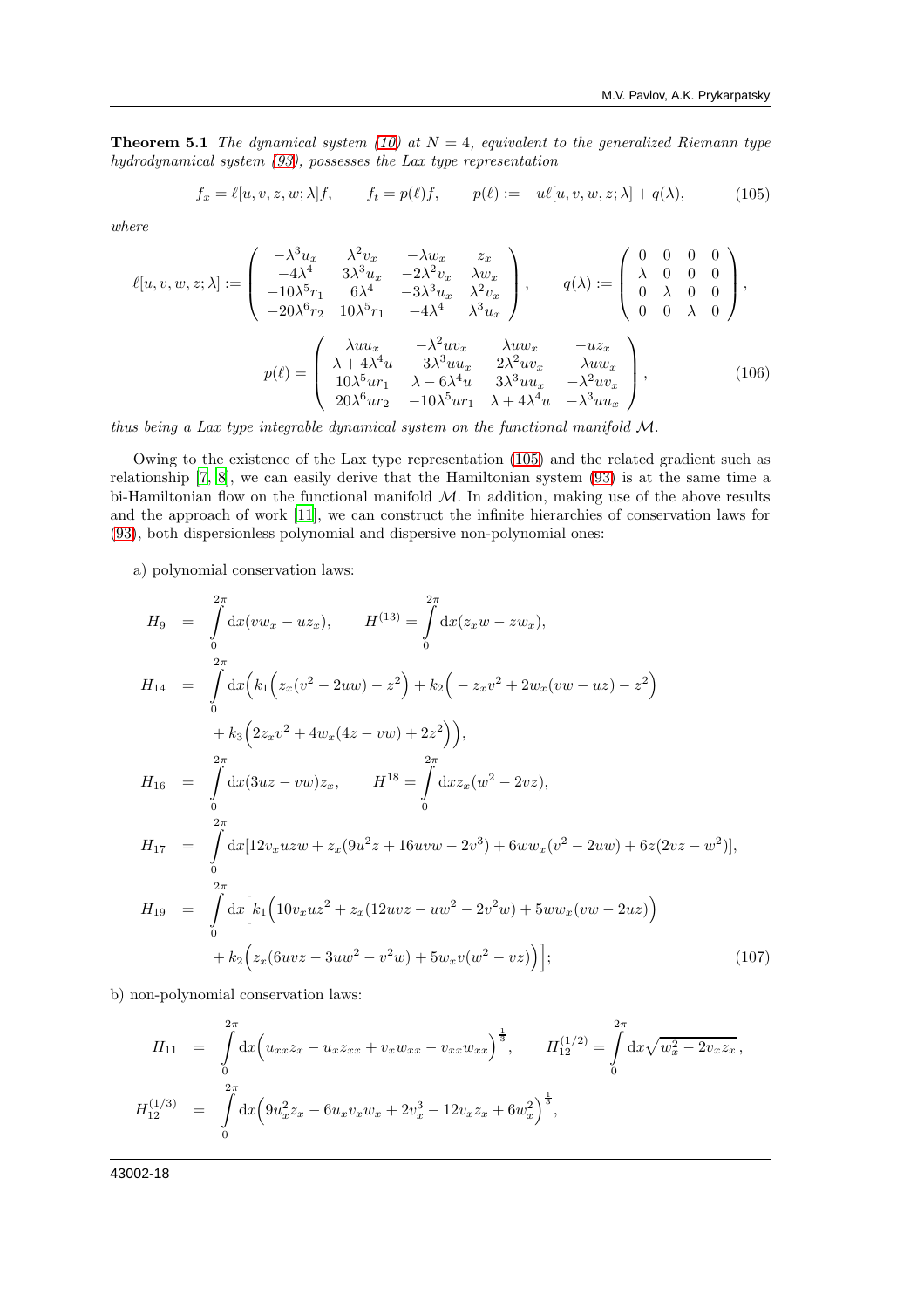**Theorem 5.1** *The dynamical system (10) at $N = 4$, equivalent to the generalized Riemann type hydrodynamical system (93), possesses the Lax type representation*

$$
f_x = \ell[u, v, z, w; \lambda] f, \qquad f_t = p(\ell) f, \qquad p(\ell) := -u\ell[u, v, w, z; \lambda] + q(\lambda), \tag{105}
$$

*where*

$$
\ell[u, v, w, z; \lambda] := \begin{pmatrix} -\lambda^3 u_x & \lambda^2 v_x & -\lambda w_x & z_x \\ -4\lambda^4 & 3\lambda^3 u_x & -2\lambda^2 v_x & \lambda w_x \\ -10\lambda^5 r_1 & 6\lambda^4 & -3\lambda^3 u_x & \lambda^2 v_x \\ -20\lambda^6 r_2 & 10\lambda^5 r_1 & -4\lambda^4 & \lambda^3 u_x \end{pmatrix}, \qquad q(\lambda) := \begin{pmatrix} 0 & 0 & 0 & 0 \\ \lambda & 0 & 0 & 0 \\ 0 & \lambda & 0 & 0 \\ 0 & 0 & \lambda & 0 \end{pmatrix},
$$

$$
p(\ell) = \begin{pmatrix} \lambda u u_x & -\lambda^2 u v_x & \lambda u w_x & -u z_x \\ \lambda + 4\lambda^4 u & -3\lambda^3 u u_x & 2\lambda^2 u v_x & -\lambda u w_x \\ 10\lambda^5 u r_1 & \lambda - 6\lambda^4 u & 3\lambda^3 u u_x & -\lambda^2 u v_x \\ 20\lambda^6 u r_2 & -10\lambda^5 u r_1 & \lambda + 4\lambda^4 u & -\lambda^3 u u_x \end{pmatrix}, \tag{106}
$$

*thus being a Lax type integrable dynamical system on the functional manifold $\mathcal{M}$.*

Owing to the existence of the Lax type representation (105) and the related gradient such as relationship [7, 8], we can easily derive that the Hamiltonian system (93) is at the same time a bi-Hamiltonian flow on the functional manifold $\mathcal{M}$. In addition, making use of the above results and the approach of work [11], we can construct the infinite hierarchies of conservation laws for (93), both dispersionless polynomial and dispersive non-polynomial ones:

a) polynomial conservation laws:

$$
\begin{aligned}
H_9 &= \int_0^{2\pi} \mathrm{d}x (v w_x - u z_x), \qquad H^{(13)} = \int_0^{2\pi} \mathrm{d}x (z_x w - z w_x), \\
H_{14} &= \int_0^{2\pi} \mathrm{d}x \Big( k_1 \Big( z_x (v^2 - 2uw) - z^2 \Big) + k_2 \Big( -z_x v^2 + 2 w_x (vw - uz) - z^2 \Big) \\
&\quad + k_3 \Big( 2 z_x v^2 + 4 w_x (4z - vw) + 2 z^2 \Big) \Big), \\
H_{16} &= \int_0^{2\pi} \mathrm{d}x (3uz - vw) z_x, \qquad H^{18} = \int_0^{2\pi} \mathrm{d}x z_x (w^2 - 2vz), \\
H_{17} &= \int_0^{2\pi} \mathrm{d}x [12 v_x u z w + z_x (9u^2 z + 16 uvw - 2v^3) + 6 w w_x (v^2 - 2uw) + 6z(2vz - w^2)], \\
H_{19} &= \int_0^{2\pi} \mathrm{d}x \Big[ k_1 \Big( 10 v_x u z^2 + z_x (12 uvz - uw^2 - 2v^2 w) + 5 w w_x (vw - 2uz) \Big) \\
&\quad + k_2 \Big( z_x (6uvz - 3uw^2 - v^2 w) + 5 w_x v (w^2 - vz) \Big) \Big];
\end{aligned} \tag{107}
$$

b) non-polynomial conservation laws:

$$
\begin{aligned}
H_{11} &= \int_0^{2\pi} \mathrm{d}x \Big( u_{xx} z_x - u_x z_{xx} + v_x w_{xx} - v_{xx} w_{xx} \Big)^{\frac{1}{3}}, \qquad H_{12}^{(1/2)} = \int_0^{2\pi} \mathrm{d}x \sqrt{w_x^2 - 2 v_x z_x}\,, \\
H_{12}^{(1/3)} &= \int_0^{2\pi} \mathrm{d}x \Big( 9 u_x^2 z_x - 6 u_x v_x w_x + 2 v_x^3 - 12 v_x z_x + 6 w_x^2 \Big)^{\frac{1}{3}},
\end{aligned}
$$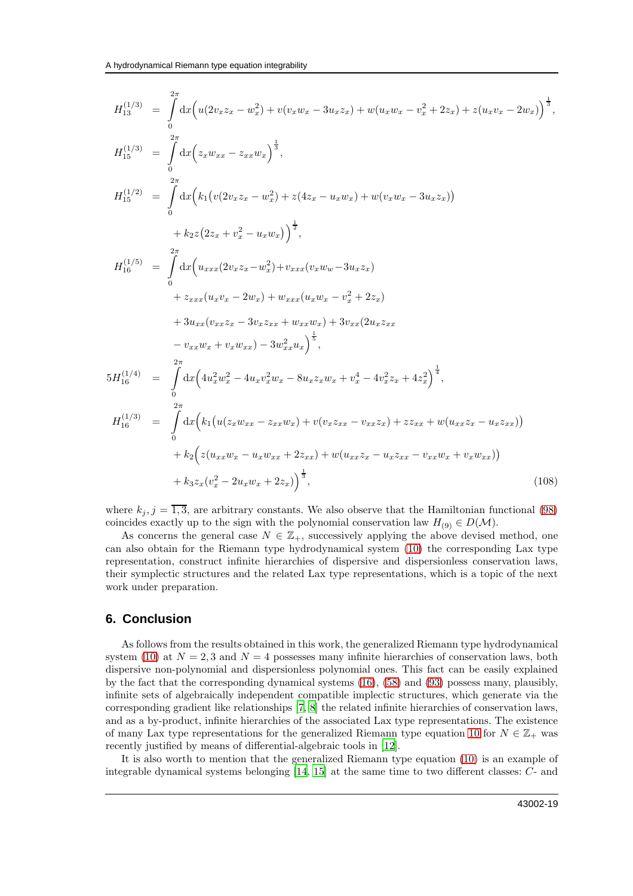$$
\begin{aligned}
H_{13}^{(1/3)} &= \int_0^{2\pi} \mathrm{d}x \Big( u(2v_x z_x - w_x^2) + v(v_x w_x - 3u_x z_x) + w(u_x w_x - v_x^2 + 2z_x) + z(u_x v_x - 2w_x) \Big)^{\frac{1}{3}}, \\
H_{15}^{(1/3)} &= \int_0^{2\pi} \mathrm{d}x \Big( z_x w_{xx} - z_{xx} w_x \Big)^{\frac{1}{3}}, \\
H_{15}^{(1/2)} &= \int_0^{2\pi} \mathrm{d}x \Big( k_1 \big( v(2v_x z_x - w_x^2) + z(4z_x - u_x w_x) + w(v_x w_x - 3u_x z_x) \big) \\
&\quad + k_2 z \big( 2z_x + v_x^2 - u_x w_x \big) \Big)^{\frac{1}{2}}, \\
H_{16}^{(1/5)} &= \int_0^{2\pi} \mathrm{d}x \Big( u_{xxx}(2v_x z_x - w_x^2) + v_{xxx}(v_x w_w - 3u_x z_x) \\
&\quad + z_{xxx}(u_x v_x - 2w_x) + w_{xxx}(u_x w_x - v_x^2 + 2z_x) \\
&\quad + 3u_{xx}(v_{xx} z_x - 3v_x z_{xx} + w_{xx} w_x) + 3v_{xx}(2u_x z_{xx} \\
&\quad - v_{xx} w_x + v_x w_{xx}) - 3w_{xx}^2 u_x \Big)^{\frac{1}{5}}, \\
5H_{16}^{(1/4)} &= \int_0^{2\pi} \mathrm{d}x \Big( 4u_x^2 w_x^2 - 4u_x v_x^2 w_x - 8u_x z_x w_x + v_x^4 - 4v_x^2 z_x + 4z_x^2 \Big)^{\frac{1}{4}}, \\
H_{16}^{(1/3)} &= \int_0^{2\pi} \mathrm{d}x \Big( k_1 \big( u(z_x w_{xx} - z_{xx} w_x) + v(v_x z_{xx} - v_{xx} z_x) + z z_{xx} + w(u_{xx} z_x - u_x z_{xx}) \big) \\
&\quad + k_2 \Big( z(u_{xx} w_x - u_x w_{xx} + 2z_{xx}) + w(u_{xx} z_x - u_x z_{xx} - v_{xx} w_x + v_x w_{xx}) \Big) \\
&\quad + k_3 z_x (v_x^2 - 2u_x w_x + 2z_x) \Big)^{\frac{1}{3}},
\end{aligned}
\tag{108}
$$

where $k_j, j = \overline{1,3}$, are arbitrary constants. We also observe that the Hamiltonian functional (98) coincides exactly up to the sign with the polynomial conservation law $H_{(9)} \in D(\mathcal{M})$.

As concerns the general case $N \in \mathbb{Z}_+$, successively applying the above devised method, one can also obtain for the Riemann type hydrodynamical system (10) the corresponding Lax type representation, construct infinite hierarchies of dispersive and dispersionless conservation laws, their symplectic structures and the related Lax type representations, which is a topic of the next work under preparation.

## 6. Conclusion

As follows from the results obtained in this work, the generalized Riemann type hydrodynamical system (10) at $N = 2, 3$ and $N = 4$ possesses many infinite hierarchies of conservation laws, both dispersive non-polynomial and dispersionless polynomial ones. This fact can be easily explained by the fact that the corresponding dynamical systems (16), (58) and (93) possess many, plausibly, infinite sets of algebraically independent compatible implectic structures, which generate via the corresponding gradient like relationships [7, 8] the related infinite hierarchies of conservation laws, and as a by-product, infinite hierarchies of the associated Lax type representations. The existence of many Lax type representations for the generalized Riemann type equation 10 for $N \in \mathbb{Z}_+$ was recently justified by means of differential-algebraic tools in [12].

It is also worth to mention that the generalized Riemann type equation (10) is an example of integrable dynamical systems belonging [14, 15] at the same time to two different classes: $C$- and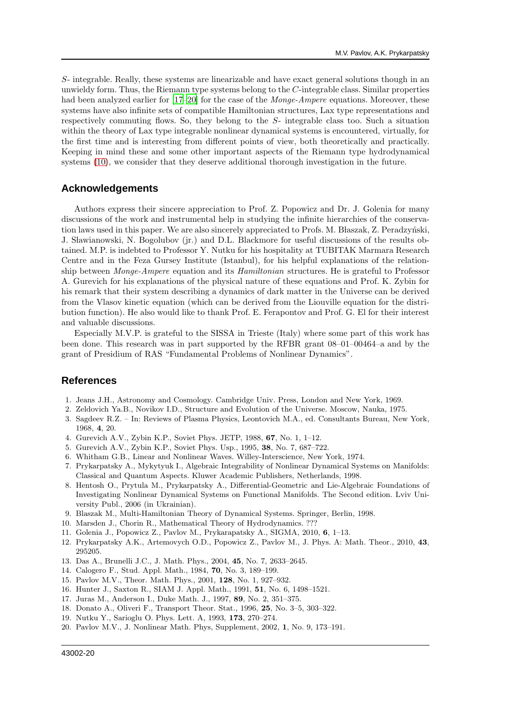$S$- integrable. Really, these systems are linearizable and have exact general solutions though in an unwieldy form. Thus, the Riemann type systems belong to the $C$-integrable class. Similar properties had been analyzed earlier for [17–20] for the case of the *Monge-Ampere* equations. Moreover, these systems have also infinite sets of compatible Hamiltonian structures, Lax type representations and respectively commuting flows. So, they belong to the $S$- integrable class too. Such a situation within the theory of Lax type integrable nonlinear dynamical systems is encountered, virtually, for the first time and is interesting from different points of view, both theoretically and practically. Keeping in mind these and some other important aspects of the Riemann type hydrodynamical systems (10), we consider that they deserve additional thorough investigation in the future.

## Acknowledgements

Authors express their sincere appreciation to Prof. Z. Popowicz and Dr. J. Golenia for many discussions of the work and instrumental help in studying the infinite hierarchies of the conservation laws used in this paper. We are also sincerely appreciated to Profs. M. Błaszak, Z. Peradzyński, J. Sławianowski, N. Bogolubov (jr.) and D.L. Blackmore for useful discussions of the results obtained. M.P. is indebted to Professor Y. Nutku for his hospitality at TUBITAK Marmara Research Centre and in the Feza Gursey Institute (Istanbul), for his helpful explanations of the relationship between *Monge-Ampere* equation and its *Hamiltonian* structures. He is grateful to Professor A. Gurevich for his explanations of the physical nature of these equations and Prof. K. Zybin for his remark that their system describing a dynamics of dark matter in the Universe can be derived from the Vlasov kinetic equation (which can be derived from the Liouville equation for the distribution function). He also would like to thank Prof. E. Ferapontov and Prof. G. El for their interest and valuable discussions.

Especially M.V.P. is grateful to the SISSA in Trieste (Italy) where some part of this work has been done. This research was in part supported by the RFBR grant 08–01–00464–a and by the grant of Presidium of RAS "Fundamental Problems of Nonlinear Dynamics".

## References

1. Jeans J.H., Astronomy and Cosmology. Cambridge Univ. Press, London and New York, 1969.
2. Zeldovich Ya.B., Novikov I.D., Structure and Evolution of the Universe. Moscow, Nauka, 1975.
3. Sagdeev R.Z. – In: Reviews of Plasma Physics, Leontovich M.A., ed. Consultants Bureau, New York, 1968, **4**, 20.
4. Gurevich A.V., Zybin K.P., Soviet Phys. JETP, 1988, **67**, No. 1, 1–12.
5. Gurevich A.V., Zybin K.P., Soviet Phys. Usp., 1995, **38**, No. 7, 687–722.
6. Whitham G.B., Linear and Nonlinear Waves. Willey-Interscience, New York, 1974.
7. Prykarpatsky A., Mykytyuk I., Algebraic Integrability of Nonlinear Dynamical Systems on Manifolds: Classical and Quantum Aspects. Kluwer Academic Publishers, Netherlands, 1998.
8. Hentosh O., Prytula M., Prykarpatsky A., Differential-Geometric and Lie-Algebraic Foundations of Investigating Nonlinear Dynamical Systems on Functional Manifolds. The Second edition. Lviv University Publ., 2006 (in Ukrainian).
9. Blaszak M., Multi-Hamiltonian Theory of Dynamical Systems. Springer, Berlin, 1998.
10. Marsden J., Chorin R., Mathematical Theory of Hydrodynamics. ???
11. Golenia J., Popowicz Z., Pavlov M., Prykarapatsky A., SIGMA, 2010, **6**, 1–13.
12. Prykarpatsky A.K., Artemovych O.D., Popowicz Z., Pavlov M., J. Phys. A: Math. Theor., 2010, **43**, 295205.
13. Das A., Brunelli J.C., J. Math. Phys., 2004, **45**, No. 7, 2633–2645.
14. Calogero F., Stud. Appl. Math., 1984, **70**, No. 3, 189–199.
15. Pavlov M.V., Theor. Math. Phys., 2001, **128**, No. 1, 927–932.
16. Hunter J., Saxton R., SIAM J. Appl. Math., 1991, **51**, No. 6, 1498–1521.
17. Juras M., Anderson I., Duke Math. J., 1997, **89**, No. 2, 351–375.
18. Donato A., Oliveri F., Transport Theor. Stat., 1996, **25**, No. 3–5, 303–322.
19. Nutku Y., Sarioglu O. Phys. Lett. A, 1993, **173**, 270–274.
20. Pavlov M.V., J. Nonlinear Math. Phys, Supplement, 2002, **1**, No. 9, 173–191.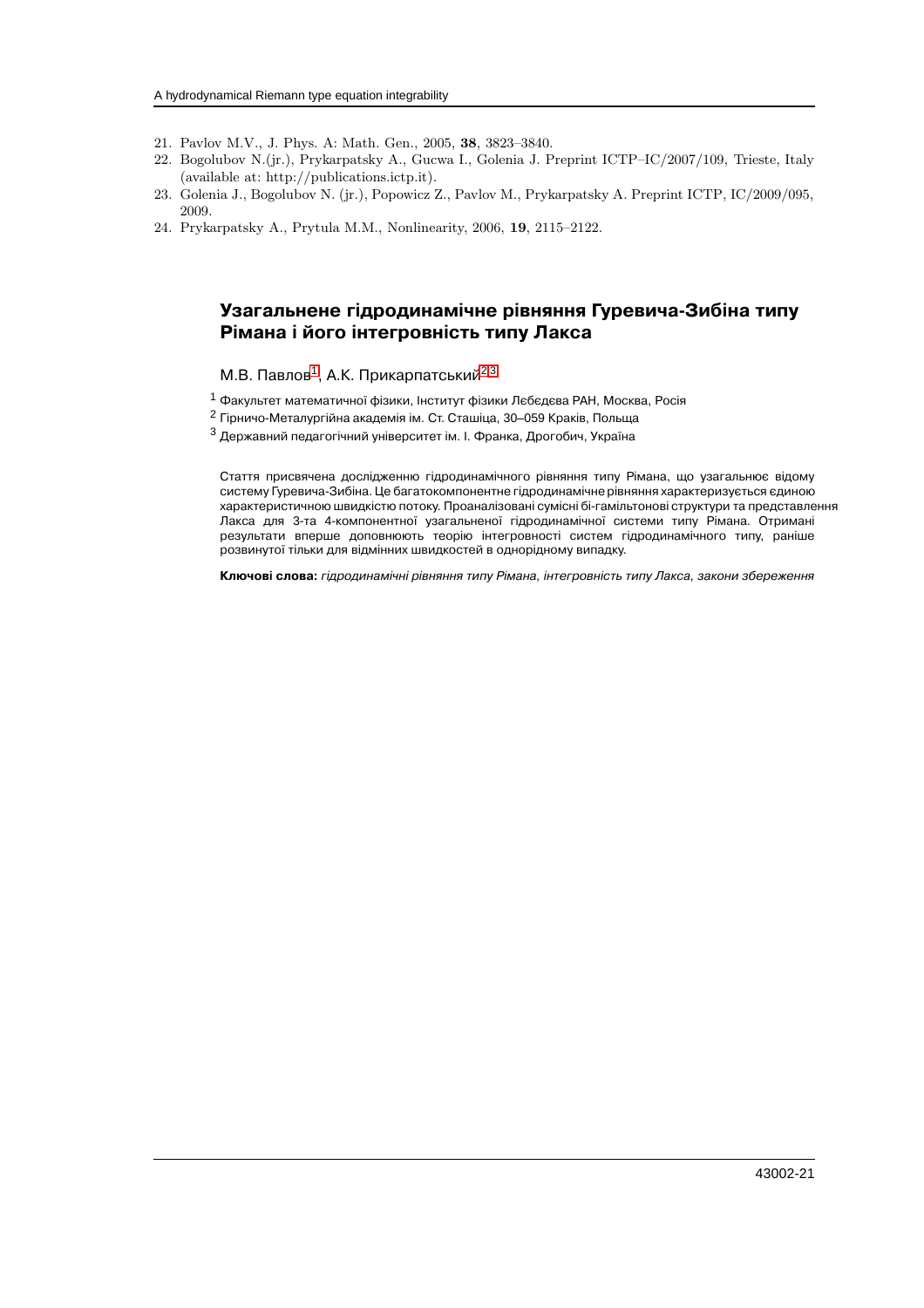21. Pavlov M.V., J. Phys. A: Math. Gen., 2005, **38**, 3823–3840.
22. Bogolubov N.(jr.), Prykarpatsky A., Gucwa I., Golenia J. Preprint ICTP–IC/2007/109, Trieste, Italy (available at: http://publications.ictp.it).
23. Golenia J., Bogolubov N. (jr.), Popowicz Z., Pavlov M., Prykarpatsky A. Preprint ICTP, IC/2009/095, 2009.
24. Prykarpatsky A., Prytula M.M., Nonlinearity, 2006, **19**, 2115–2122.

## Узагальнене гідродинамічне рівняння Гуревича-Зибіна типу Рімана і його інтегровність типу Лакса

М.В. Павлов[1], А.К. Прикарпатський[2,3]

[1] Факультет математичної фізики, Інститут фізики Лєбєдєва РАН, Москва, Росія

[2] Гірничо-Металургійна академія ім. Ст. Сташіца, 30–059 Краків, Польща

[3] Державний педагогічний університет ім. І. Франка, Дрогобич, Україна

Стаття присвячена дослідженню гідродинамічного рівняння типу Рімана, що узагальнює відому систему Гуревича-Зибіна. Це багатокомпонентне гідродинамічне рівняння характеризується єдиною характеристичною швидкістю потоку. Проаналізовані сумісні бі-гамільтонові структури та представлення Лакса для 3-та 4-компонентної узагальненої гідродинамічної системи типу Рімана. Отримані результати вперше доповнюють теорію інтегровності систем гідродинамічного типу, раніше розвинутої тільки для відмінних швидкостей в однорідному випадку.

**Ключові слова:** *гідродинамічні рівняння типу Рімана, інтегровність типу Лакса, закони збереження*